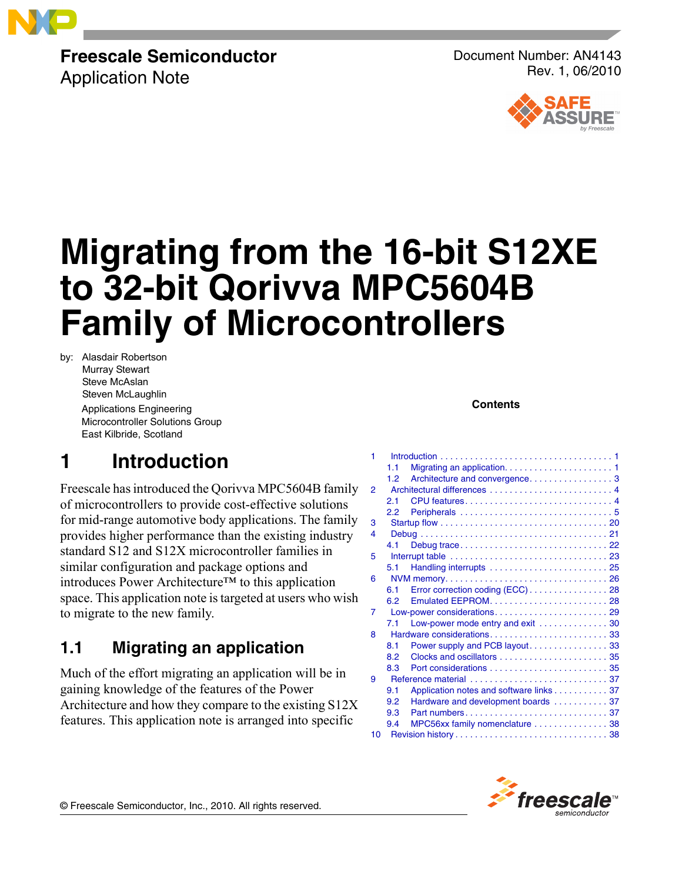Freescale Semiconductor
Application Note

Document Number: AN4143
Rev. 1, 06/2010

# Migrating from the 16-bit S12XE to 32-bit Qorivva MPC5604B Family of Microcontrollers

by: Alasdair Robertson
Murray Stewart
Steve McAslan
Steven McLaughlin
Applications Engineering
Microcontroller Solutions Group
East Kilbride, Scotland

**Contents**

| | | |
|---|---|---|
| 1 | Introduction | 1 |
| 1.1 | Migrating an application | 1 |
| 1.2 | Architecture and convergence | 3 |
| 2 | Architectural differences | 4 |
| 2.1 | CPU features | 4 |
| 2.2 | Peripherals | 5 |
| 3 | Startup flow | 20 |
| 4 | Debug | 21 |
| 4.1 | Debug trace | 22 |
| 5 | Interrupt table | 23 |
| 5.1 | Handling interrupts | 25 |
| 6 | NVM memory | 26 |
| 6.1 | Error correction coding (ECC) | 28 |
| 6.2 | Emulated EEPROM | 28 |
| 7 | Low-power considerations | 29 |
| 7.1 | Low-power mode entry and exit | 30 |
| 8 | Hardware considerations | 33 |
| 8.1 | Power supply and PCB layout | 33 |
| 8.2 | Clocks and oscillators | 35 |
| 8.3 | Port considerations | 35 |
| 9 | Reference material | 37 |
| 9.1 | Application notes and software links | 37 |
| 9.2 | Hardware and development boards | 37 |
| 9.3 | Part numbers | 37 |
| 9.4 | MPC56xx family nomenclature | 38 |
| 10 | Revision history | 38 |

## 1 Introduction

Freescale has introduced the Qorivva MPC5604B family of microcontrollers to provide cost-effective solutions for mid-range automotive body applications. The family provides higher performance than the existing industry standard S12 and S12X microcontroller families in similar configuration and package options and introduces Power Architecture™ to this application space. This application note is targeted at users who wish to migrate to the new family.

### 1.1 Migrating an application

Much of the effort migrating an application will be in gaining knowledge of the features of the Power Architecture and how they compare to the existing S12X features. This application note is arranged into specific

© Freescale Semiconductor, Inc., 2010. All rights reserved.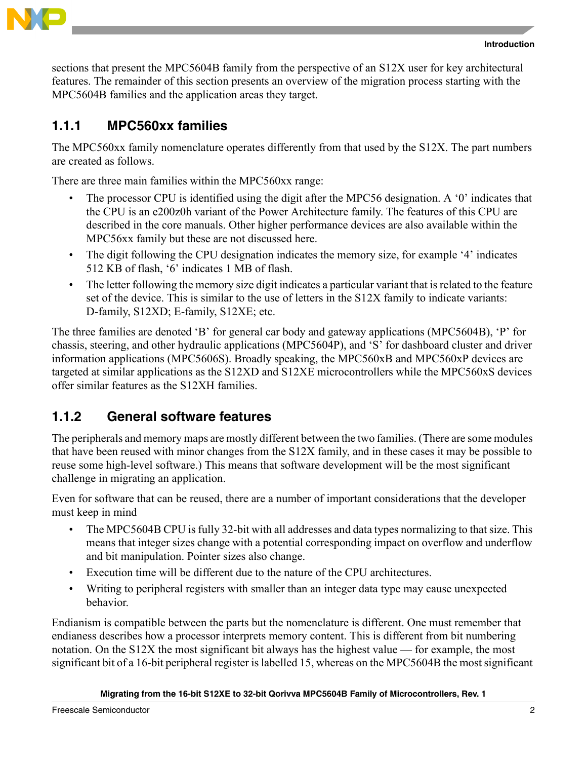sections that present the MPC5604B family from the perspective of an S12X user for key architectural features. The remainder of this section presents an overview of the migration process starting with the MPC5604B families and the application areas they target.

### 1.1.1 MPC560xx families

The MPC560xx family nomenclature operates differently from that used by the S12X. The part numbers are created as follows.

There are three main families within the MPC560xx range:

- The processor CPU is identified using the digit after the MPC56 designation. A '0' indicates that the CPU is an e200z0h variant of the Power Architecture family. The features of this CPU are described in the core manuals. Other higher performance devices are also available within the MPC56xx family but these are not discussed here.
- The digit following the CPU designation indicates the memory size, for example '4' indicates 512 KB of flash, '6' indicates 1 MB of flash.
- The letter following the memory size digit indicates a particular variant that is related to the feature set of the device. This is similar to the use of letters in the S12X family to indicate variants: D-family, S12XD; E-family, S12XE; etc.

The three families are denoted 'B' for general car body and gateway applications (MPC5604B), 'P' for chassis, steering, and other hydraulic applications (MPC5604P), and 'S' for dashboard cluster and driver information applications (MPC5606S). Broadly speaking, the MPC560xB and MPC560xP devices are targeted at similar applications as the S12XD and S12XE microcontrollers while the MPC560xS devices offer similar features as the S12XH families.

### 1.1.2 General software features

The peripherals and memory maps are mostly different between the two families. (There are some modules that have been reused with minor changes from the S12X family, and in these cases it may be possible to reuse some high-level software.) This means that software development will be the most significant challenge in migrating an application.

Even for software that can be reused, there are a number of important considerations that the developer must keep in mind

- The MPC5604B CPU is fully 32-bit with all addresses and data types normalizing to that size. This means that integer sizes change with a potential corresponding impact on overflow and underflow and bit manipulation. Pointer sizes also change.
- Execution time will be different due to the nature of the CPU architectures.
- Writing to peripheral registers with smaller than an integer data type may cause unexpected behavior.

Endianism is compatible between the parts but the nomenclature is different. One must remember that endianess describes how a processor interprets memory content. This is different from bit numbering notation. On the S12X the most significant bit always has the highest value — for example, the most significant bit of a 16-bit peripheral register is labelled 15, whereas on the MPC5604B the most significant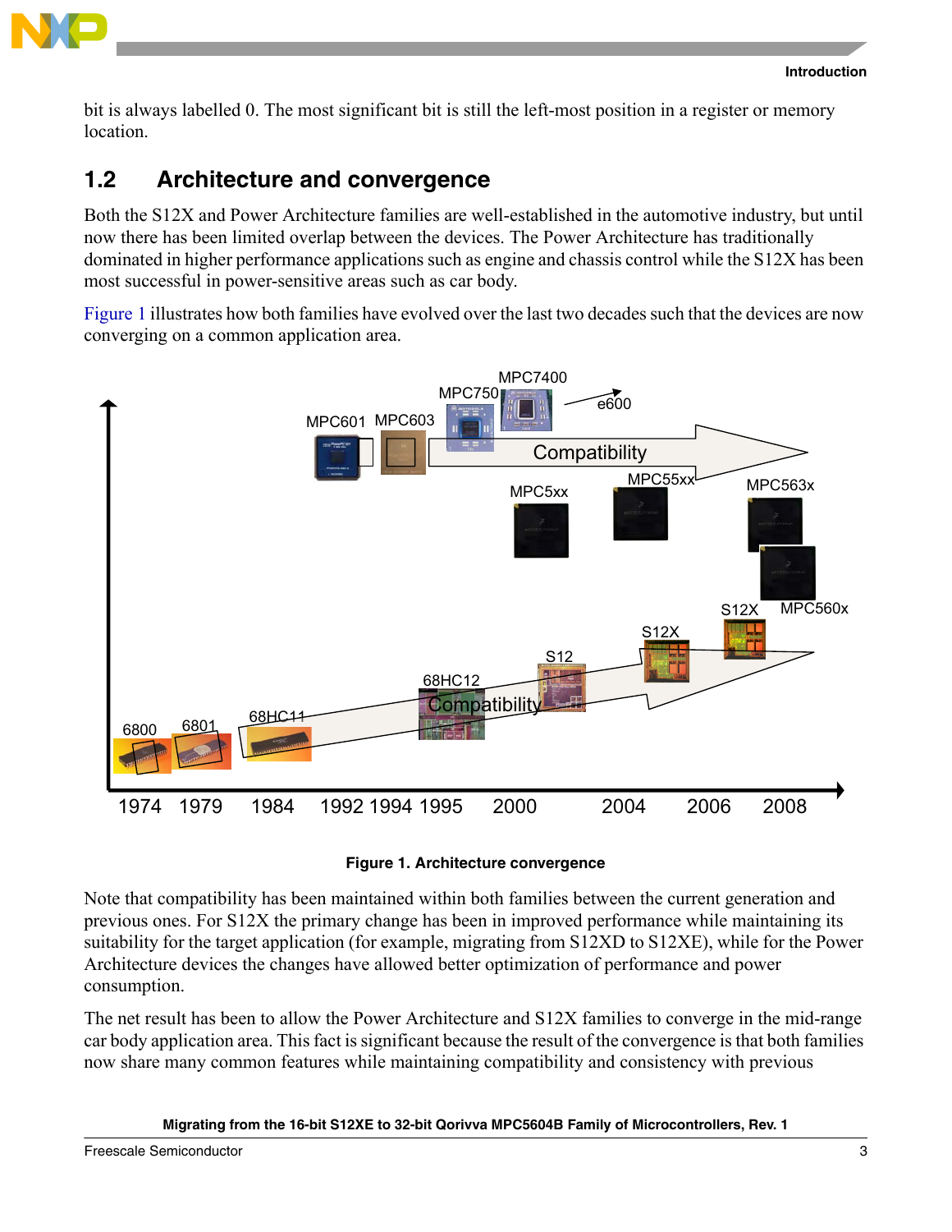bit is always labelled 0. The most significant bit is still the left-most position in a register or memory location.

## 1.2 Architecture and convergence

Both the S12X and Power Architecture families are well-established in the automotive industry, but until now there has been limited overlap between the devices. The Power Architecture has traditionally dominated in higher performance applications such as engine and chassis control while the S12X has been most successful in power-sensitive areas such as car body.

Figure 1 illustrates how both families have evolved over the last two decades such that the devices are now converging on a common application area.

**Figure 1. Architecture convergence**

Note that compatibility has been maintained within both families between the current generation and previous ones. For S12X the primary change has been in improved performance while maintaining its suitability for the target application (for example, migrating from S12XD to S12XE), while for the Power Architecture devices the changes have allowed better optimization of performance and power consumption.

The net result has been to allow the Power Architecture and S12X families to converge in the mid-range car body application area. This fact is significant because the result of the convergence is that both families now share many common features while maintaining compatibility and consistency with previous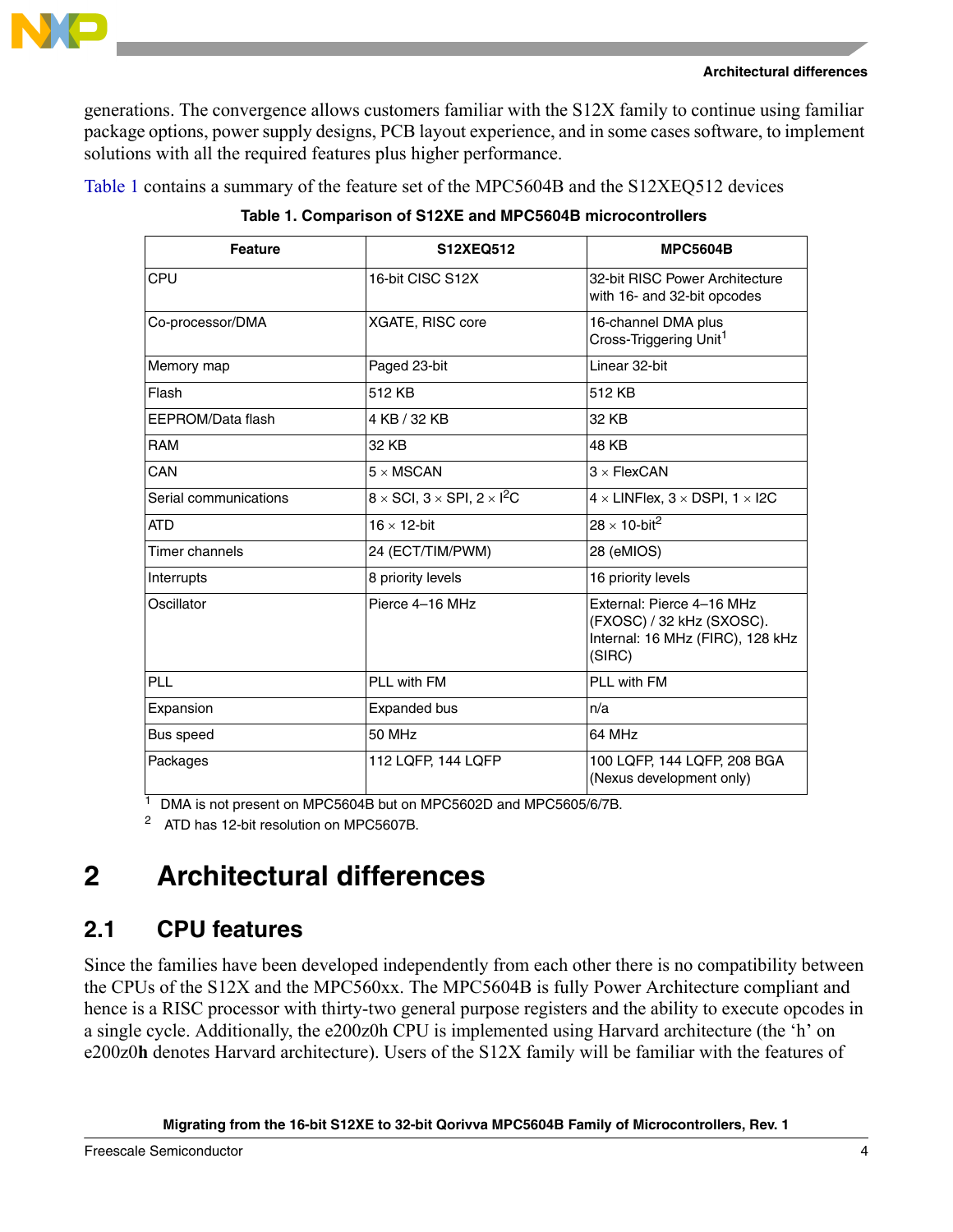generations. The convergence allows customers familiar with the S12X family to continue using familiar package options, power supply designs, PCB layout experience, and in some cases software, to implement solutions with all the required features plus higher performance.

Table 1 contains a summary of the feature set of the MPC5604B and the S12XEQ512 devices

**Table 1. Comparison of S12XE and MPC5604B microcontrollers**

| Feature | S12XEQ512 | MPC5604B |
|---|---|---|
| CPU | 16-bit CISC S12X | 32-bit RISC Power Architecture with 16- and 32-bit opcodes |
| Co-processor/DMA | XGATE, RISC core | 16-channel DMA plus Cross-Triggering Unit[1] |
| Memory map | Paged 23-bit | Linear 32-bit |
| Flash | 512 KB | 512 KB |
| EEPROM/Data flash | 4 KB / 32 KB | 32 KB |
| RAM | 32 KB | 48 KB |
| CAN | 5 × MSCAN | 3 × FlexCAN |
| Serial communications | 8 × SCI, 3 × SPI, 2 × $I^2C$ | 4 × LINFlex, 3 × DSPI, 1 × I2C |
| ATD | 16 × 12-bit | 28 × 10-bit[2] |
| Timer channels | 24 (ECT/TIM/PWM) | 28 (eMIOS) |
| Interrupts | 8 priority levels | 16 priority levels |
| Oscillator | Pierce 4–16 MHz | External: Pierce 4–16 MHz (FXOSC) / 32 kHz (SXOSC). Internal: 16 MHz (FIRC), 128 kHz (SIRC) |
| PLL | PLL with FM | PLL with FM |
| Expansion | Expanded bus | n/a |
| Bus speed | 50 MHz | 64 MHz |
| Packages | 112 LQFP, 144 LQFP | 100 LQFP, 144 LQFP, 208 BGA (Nexus development only) |

[1] DMA is not present on MPC5604B but on MPC5602D and MPC5605/6/7B.

[2] ATD has 12-bit resolution on MPC5607B.

# 2 Architectural differences

## 2.1 CPU features

Since the families have been developed independently from each other there is no compatibility between the CPUs of the S12X and the MPC560xx. The MPC5604B is fully Power Architecture compliant and hence is a RISC processor with thirty-two general purpose registers and the ability to execute opcodes in a single cycle. Additionally, the e200z0h CPU is implemented using Harvard architecture (the 'h' on e200z0**h** denotes Harvard architecture). Users of the S12X family will be familiar with the features of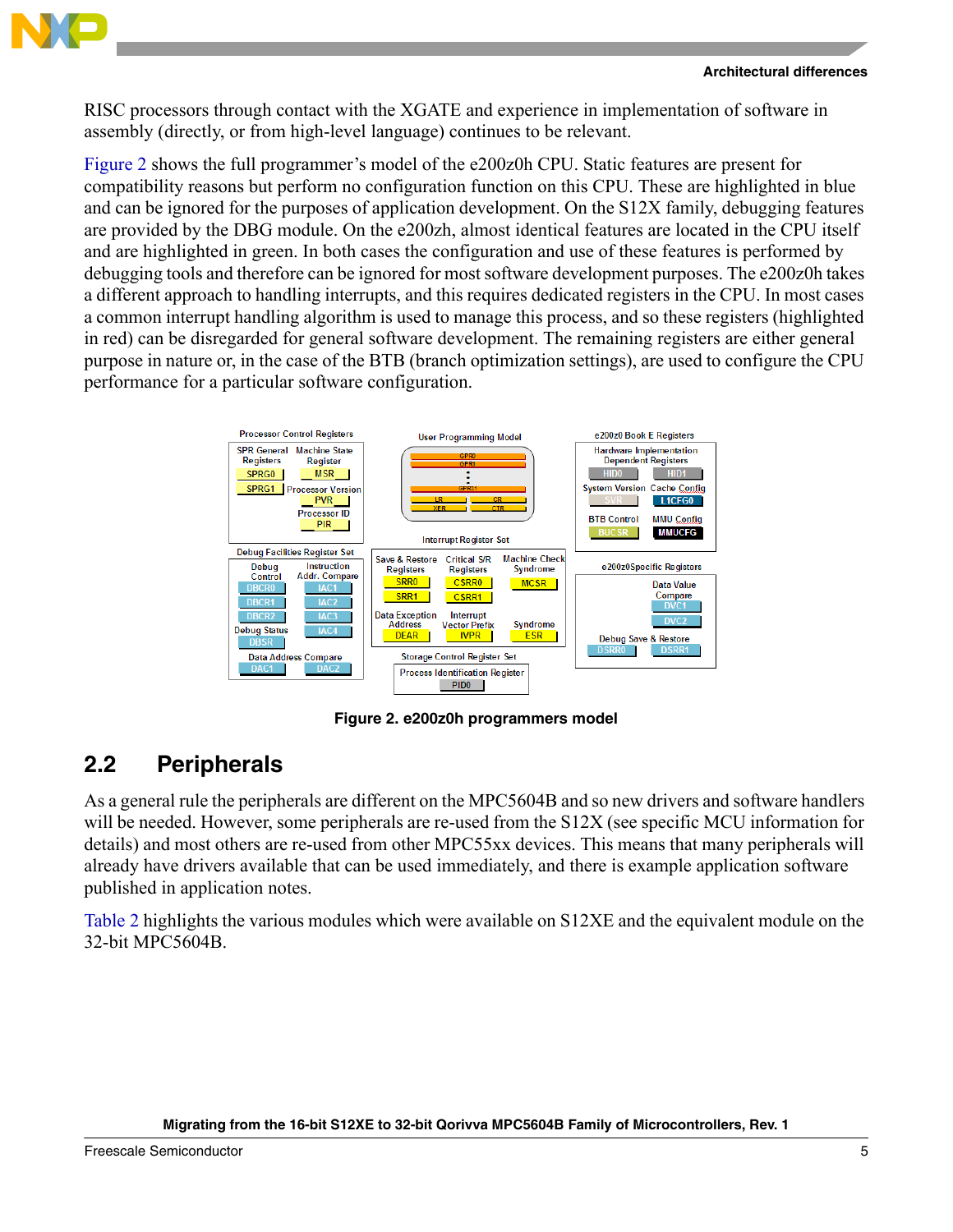RISC processors through contact with the XGATE and experience in implementation of software in assembly (directly, or from high-level language) continues to be relevant.

Figure 2 shows the full programmer's model of the e200z0h CPU. Static features are present for compatibility reasons but perform no configuration function on this CPU. These are highlighted in blue and can be ignored for the purposes of application development. On the S12X family, debugging features are provided by the DBG module. On the e200zh, almost identical features are located in the CPU itself and are highlighted in green. In both cases the configuration and use of these features is performed by debugging tools and therefore can be ignored for most software development purposes. The e200z0h takes a different approach to handling interrupts, and this requires dedicated registers in the CPU. In most cases a common interrupt handling algorithm is used to manage this process, and so these registers (highlighted in red) can be disregarded for general software development. The remaining registers are either general purpose in nature or, in the case of the BTB (branch optimization settings), are used to configure the CPU performance for a particular software configuration.

Figure 2. e200z0h programmers model

## 2.2 Peripherals

As a general rule the peripherals are different on the MPC5604B and so new drivers and software handlers will be needed. However, some peripherals are re-used from the S12X (see specific MCU information for details) and most others are re-used from other MPC55xx devices. This means that many peripherals will already have drivers available that can be used immediately, and there is example application software published in application notes.

Table 2 highlights the various modules which were available on S12XE and the equivalent module on the 32-bit MPC5604B.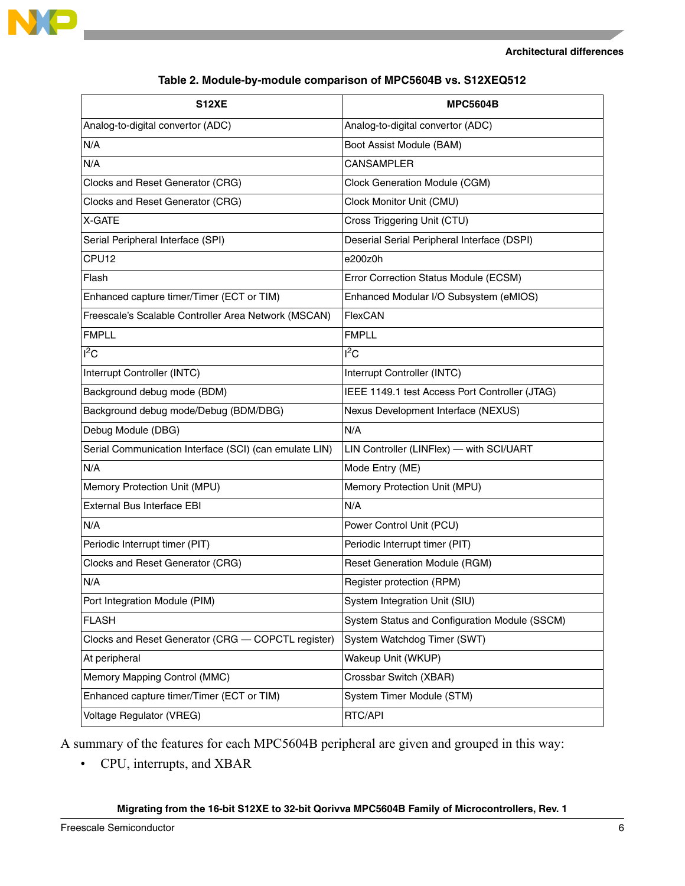**Table 2. Module-by-module comparison of MPC5604B vs. S12XEQ512**

| S12XE | MPC5604B |
| --- | --- |
| Analog-to-digital convertor (ADC) | Analog-to-digital convertor (ADC) |
| N/A | Boot Assist Module (BAM) |
| N/A | CANSAMPLER |
| Clocks and Reset Generator (CRG) | Clock Generation Module (CGM) |
| Clocks and Reset Generator (CRG) | Clock Monitor Unit (CMU) |
| X-GATE | Cross Triggering Unit (CTU) |
| Serial Peripheral Interface (SPI) | Deserial Serial Peripheral Interface (DSPI) |
| CPU12 | e200z0h |
| Flash | Error Correction Status Module (ECSM) |
| Enhanced capture timer/Timer (ECT or TIM) | Enhanced Modular I/O Subsystem (eMIOS) |
| Freescale's Scalable Controller Area Network (MSCAN) | FlexCAN |
| FMPLL | FMPLL |
| $I^2C$ | $I^2C$ |
| Interrupt Controller (INTC) | Interrupt Controller (INTC) |
| Background debug mode (BDM) | IEEE 1149.1 test Access Port Controller (JTAG) |
| Background debug mode/Debug (BDM/DBG) | Nexus Development Interface (NEXUS) |
| Debug Module (DBG) | N/A |
| Serial Communication Interface (SCI) (can emulate LIN) | LIN Controller (LINFlex) — with SCI/UART |
| N/A | Mode Entry (ME) |
| Memory Protection Unit (MPU) | Memory Protection Unit (MPU) |
| External Bus Interface EBI | N/A |
| N/A | Power Control Unit (PCU) |
| Periodic Interrupt timer (PIT) | Periodic Interrupt timer (PIT) |
| Clocks and Reset Generator (CRG) | Reset Generation Module (RGM) |
| N/A | Register protection (RPM) |
| Port Integration Module (PIM) | System Integration Unit (SIU) |
| FLASH | System Status and Configuration Module (SSCM) |
| Clocks and Reset Generator (CRG — COPCTL register) | System Watchdog Timer (SWT) |
| At peripheral | Wakeup Unit (WKUP) |
| Memory Mapping Control (MMC) | Crossbar Switch (XBAR) |
| Enhanced capture timer/Timer (ECT or TIM) | System Timer Module (STM) |
| Voltage Regulator (VREG) | RTC/API |

A summary of the features for each MPC5604B peripheral are given and grouped in this way:

- CPU, interrupts, and XBAR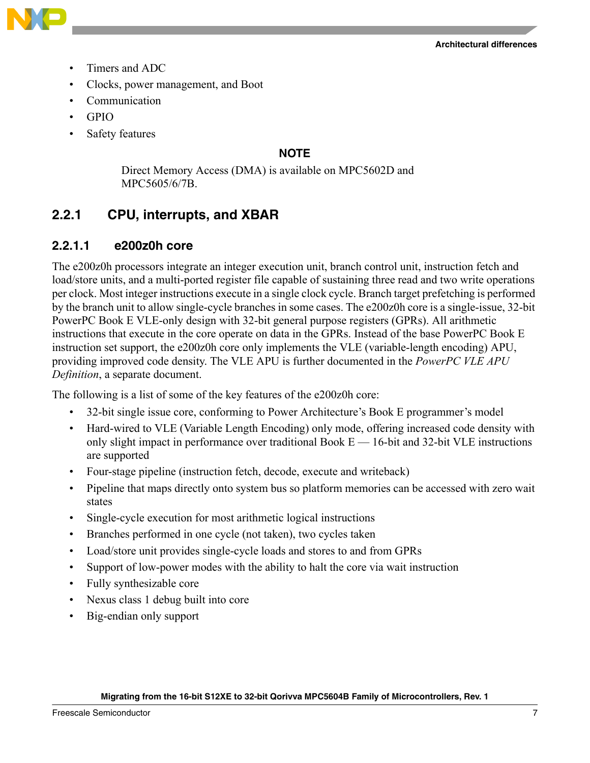- Timers and ADC
- Clocks, power management, and Boot
- Communication
- GPIO
- Safety features

**NOTE**

Direct Memory Access (DMA) is available on MPC5602D and MPC5605/6/7B.

### 2.2.1 CPU, interrupts, and XBAR

#### 2.2.1.1 e200z0h core

The e200z0h processors integrate an integer execution unit, branch control unit, instruction fetch and load/store units, and a multi-ported register file capable of sustaining three read and two write operations per clock. Most integer instructions execute in a single clock cycle. Branch target prefetching is performed by the branch unit to allow single-cycle branches in some cases. The e200z0h core is a single-issue, 32-bit PowerPC Book E VLE-only design with 32-bit general purpose registers (GPRs). All arithmetic instructions that execute in the core operate on data in the GPRs. Instead of the base PowerPC Book E instruction set support, the e200z0h core only implements the VLE (variable-length encoding) APU, providing improved code density. The VLE APU is further documented in the *PowerPC VLE APU Definition*, a separate document.

The following is a list of some of the key features of the e200z0h core:

- 32-bit single issue core, conforming to Power Architecture's Book E programmer's model
- Hard-wired to VLE (Variable Length Encoding) only mode, offering increased code density with only slight impact in performance over traditional Book E — 16-bit and 32-bit VLE instructions are supported
- Four-stage pipeline (instruction fetch, decode, execute and writeback)
- Pipeline that maps directly onto system bus so platform memories can be accessed with zero wait states
- Single-cycle execution for most arithmetic logical instructions
- Branches performed in one cycle (not taken), two cycles taken
- Load/store unit provides single-cycle loads and stores to and from GPRs
- Support of low-power modes with the ability to halt the core via wait instruction
- Fully synthesizable core
- Nexus class 1 debug built into core
- Big-endian only support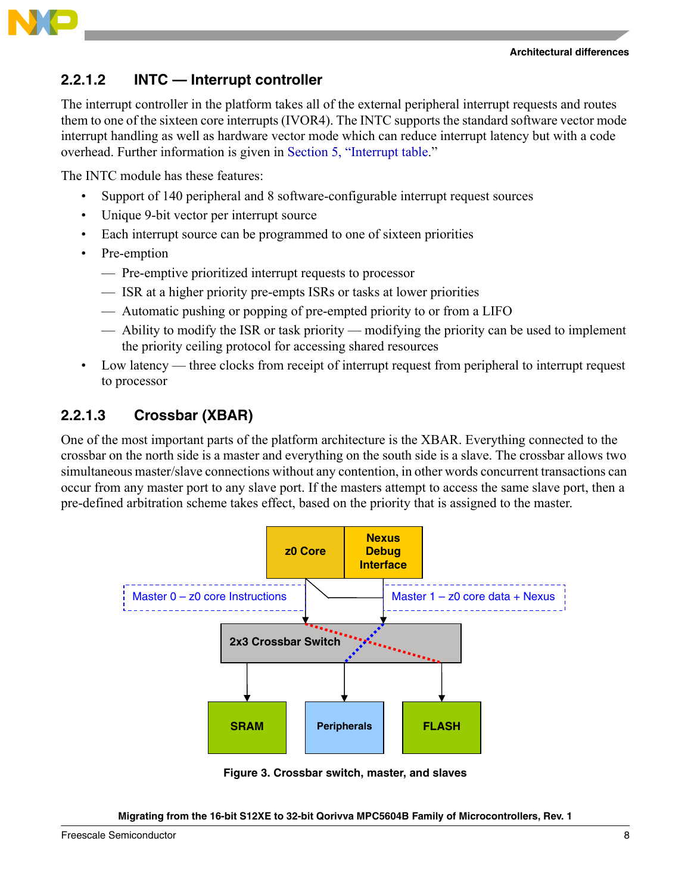### 2.2.1.2 INTC — Interrupt controller

The interrupt controller in the platform takes all of the external peripheral interrupt requests and routes them to one of the sixteen core interrupts (IVOR4). The INTC supports the standard software vector mode interrupt handling as well as hardware vector mode which can reduce interrupt latency but with a code overhead. Further information is given in Section 5, "Interrupt table."

The INTC module has these features:

- Support of 140 peripheral and 8 software-configurable interrupt request sources
- Unique 9-bit vector per interrupt source
- Each interrupt source can be programmed to one of sixteen priorities
- Pre-emption
  - Pre-emptive prioritized interrupt requests to processor
  - ISR at a higher priority pre-empts ISRs or tasks at lower priorities
  - Automatic pushing or popping of pre-empted priority to or from a LIFO
  - Ability to modify the ISR or task priority — modifying the priority can be used to implement the priority ceiling protocol for accessing shared resources
- Low latency — three clocks from receipt of interrupt request from peripheral to interrupt request to processor

### 2.2.1.3 Crossbar (XBAR)

One of the most important parts of the platform architecture is the XBAR. Everything connected to the crossbar on the north side is a master and everything on the south side is a slave. The crossbar allows two simultaneous master/slave connections without any contention, in other words concurrent transactions can occur from any master port to any slave port. If the masters attempt to access the same slave port, then a pre-defined arbitration scheme takes effect, based on the priority that is assigned to the master.

z0 Core | Nexus Debug Interface

Master 0 – z0 core Instructions | Master 1 – z0 core data + Nexus

2x3 Crossbar Switch

SRAM | Peripherals | FLASH

**Figure 3. Crossbar switch, master, and slaves**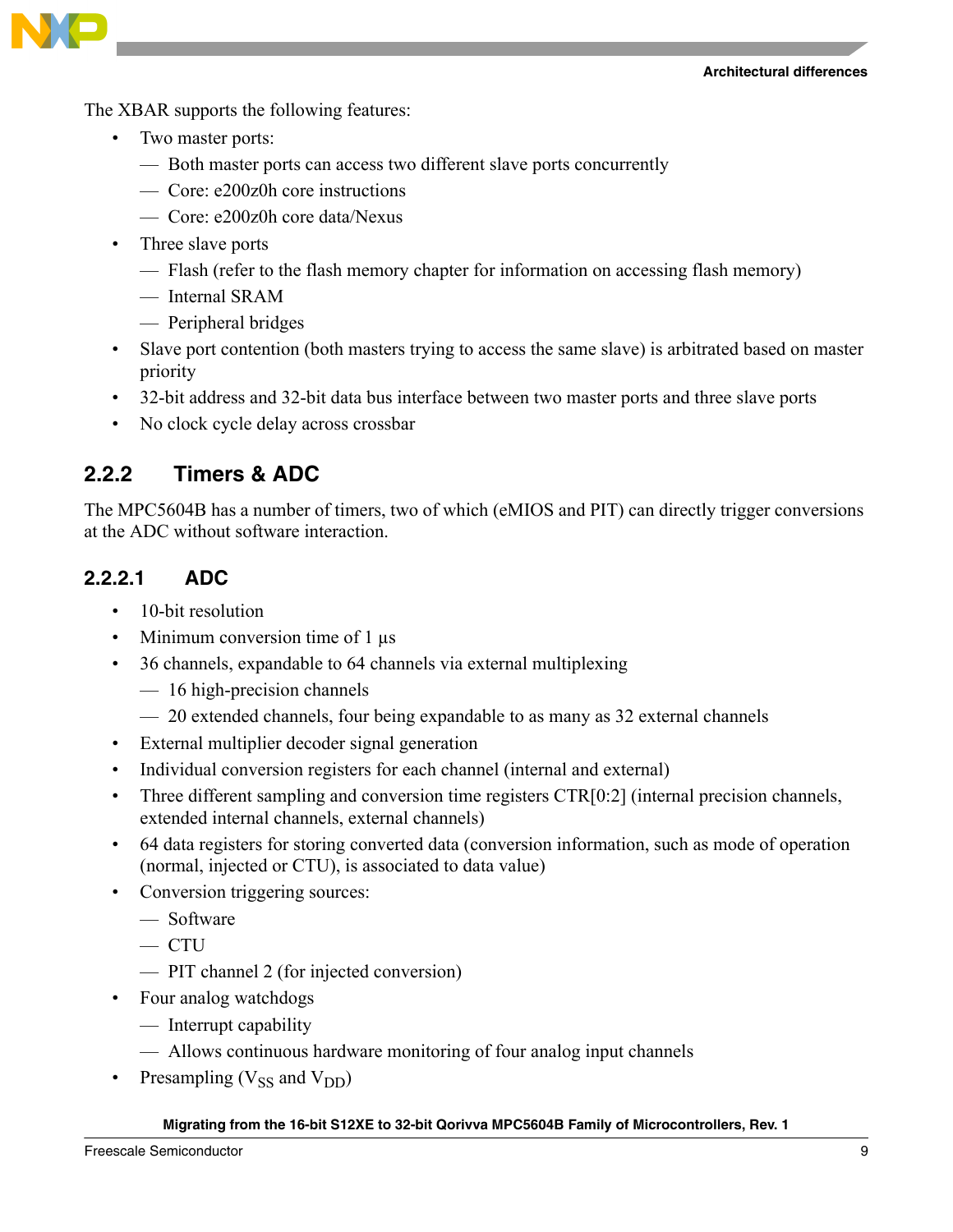The XBAR supports the following features:

- Two master ports:
  - Both master ports can access two different slave ports concurrently
  - Core: e200z0h core instructions
  - Core: e200z0h core data/Nexus
- Three slave ports
  - Flash (refer to the flash memory chapter for information on accessing flash memory)
  - Internal SRAM
  - Peripheral bridges
- Slave port contention (both masters trying to access the same slave) is arbitrated based on master priority
- 32-bit address and 32-bit data bus interface between two master ports and three slave ports
- No clock cycle delay across crossbar

### 2.2.2 Timers & ADC

The MPC5604B has a number of timers, two of which (eMIOS and PIT) can directly trigger conversions at the ADC without software interaction.

#### 2.2.2.1 ADC

- 10-bit resolution
- Minimum conversion time of 1 µs
- 36 channels, expandable to 64 channels via external multiplexing
  - 16 high-precision channels
  - 20 extended channels, four being expandable to as many as 32 external channels
- External multiplier decoder signal generation
- Individual conversion registers for each channel (internal and external)
- Three different sampling and conversion time registers CTR[0:2] (internal precision channels, extended internal channels, external channels)
- 64 data registers for storing converted data (conversion information, such as mode of operation (normal, injected or CTU), is associated to data value)
- Conversion triggering sources:
  - Software
  - CTU
  - PIT channel 2 (for injected conversion)
- Four analog watchdogs
  - Interrupt capability
  - Allows continuous hardware monitoring of four analog input channels
- Presampling ($V_{SS}$ and $V_{DD}$)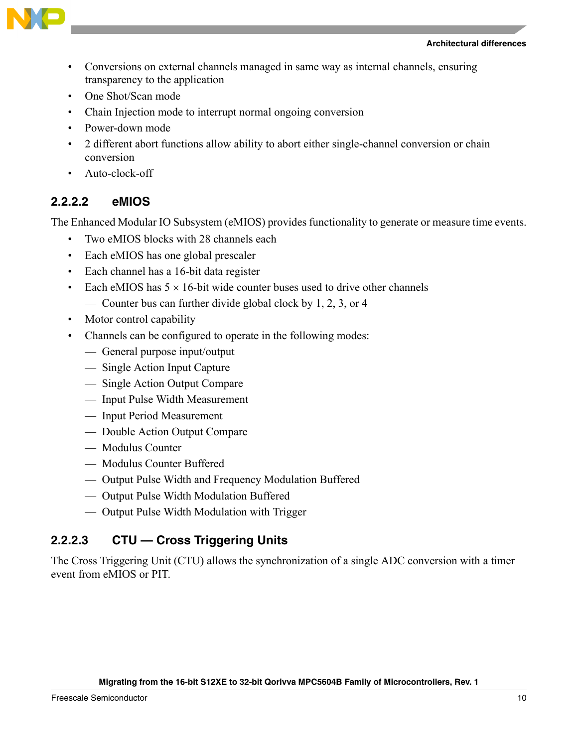- Conversions on external channels managed in same way as internal channels, ensuring transparency to the application
- One Shot/Scan mode
- Chain Injection mode to interrupt normal ongoing conversion
- Power-down mode
- 2 different abort functions allow ability to abort either single-channel conversion or chain conversion
- Auto-clock-off

#### 2.2.2.2 eMIOS

The Enhanced Modular IO Subsystem (eMIOS) provides functionality to generate or measure time events.

- Two eMIOS blocks with 28 channels each
- Each eMIOS has one global prescaler
- Each channel has a 16-bit data register
- Each eMIOS has 5 × 16-bit wide counter buses used to drive other channels
  - Counter bus can further divide global clock by 1, 2, 3, or 4
- Motor control capability
- Channels can be configured to operate in the following modes:
  - General purpose input/output
  - Single Action Input Capture
  - Single Action Output Compare
  - Input Pulse Width Measurement
  - Input Period Measurement
  - Double Action Output Compare
  - Modulus Counter
  - Modulus Counter Buffered
  - Output Pulse Width and Frequency Modulation Buffered
  - Output Pulse Width Modulation Buffered
  - Output Pulse Width Modulation with Trigger

#### 2.2.2.3 CTU — Cross Triggering Units

The Cross Triggering Unit (CTU) allows the synchronization of a single ADC conversion with a timer event from eMIOS or PIT.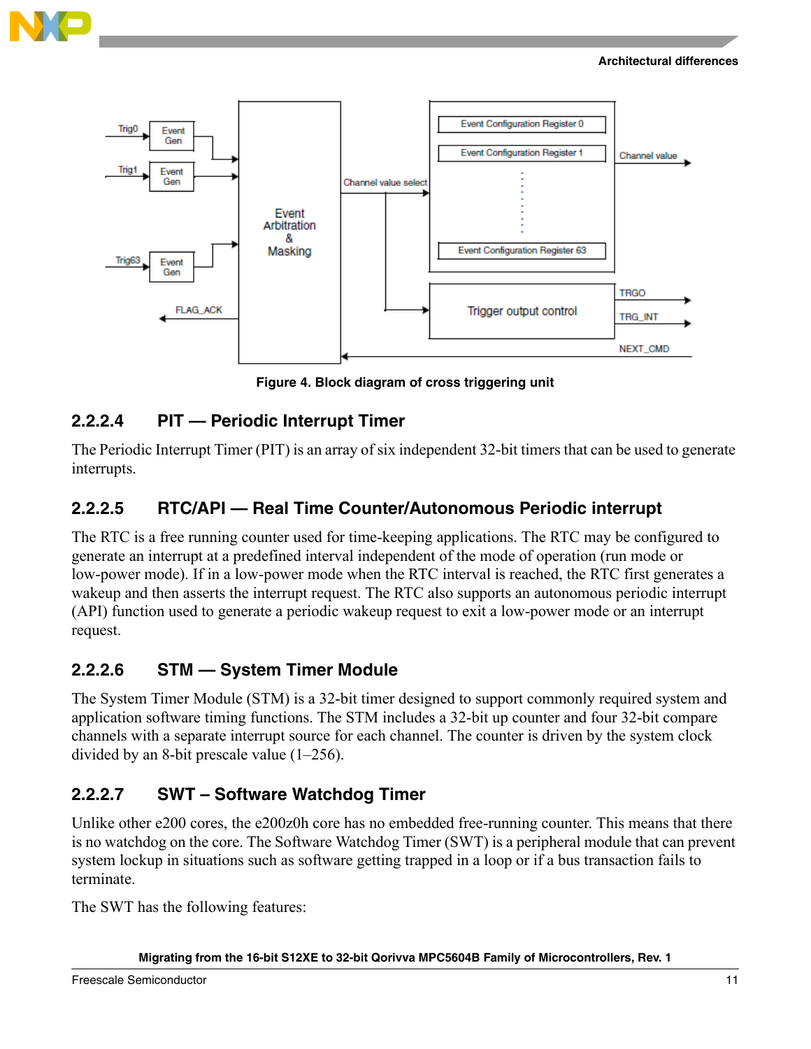Figure 4. Block diagram of cross triggering unit

### 2.2.2.4 PIT — Periodic Interrupt Timer

The Periodic Interrupt Timer (PIT) is an array of six independent 32-bit timers that can be used to generate interrupts.

### 2.2.2.5 RTC/API — Real Time Counter/Autonomous Periodic interrupt

The RTC is a free running counter used for time-keeping applications. The RTC may be configured to generate an interrupt at a predefined interval independent of the mode of operation (run mode or low-power mode). If in a low-power mode when the RTC interval is reached, the RTC first generates a wakeup and then asserts the interrupt request. The RTC also supports an autonomous periodic interrupt (API) function used to generate a periodic wakeup request to exit a low-power mode or an interrupt request.

### 2.2.2.6 STM — System Timer Module

The System Timer Module (STM) is a 32-bit timer designed to support commonly required system and application software timing functions. The STM includes a 32-bit up counter and four 32-bit compare channels with a separate interrupt source for each channel. The counter is driven by the system clock divided by an 8-bit prescale value (1–256).

### 2.2.2.7 SWT – Software Watchdog Timer

Unlike other e200 cores, the e200z0h core has no embedded free-running counter. This means that there is no watchdog on the core. The Software Watchdog Timer (SWT) is a peripheral module that can prevent system lockup in situations such as software getting trapped in a loop or if a bus transaction fails to terminate.

The SWT has the following features: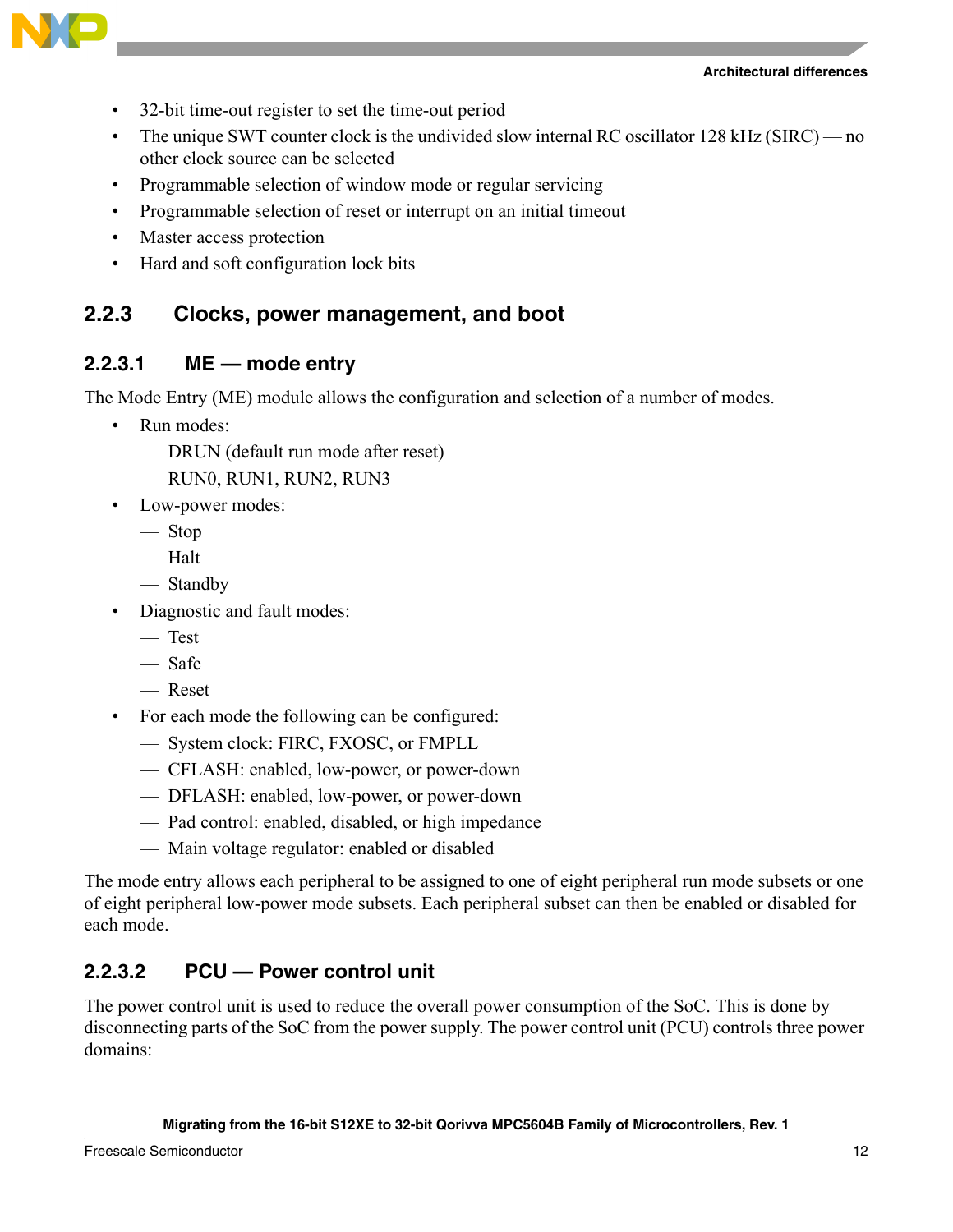- 32-bit time-out register to set the time-out period
- The unique SWT counter clock is the undivided slow internal RC oscillator 128 kHz (SIRC) — no other clock source can be selected
- Programmable selection of window mode or regular servicing
- Programmable selection of reset or interrupt on an initial timeout
- Master access protection
- Hard and soft configuration lock bits

### 2.2.3 Clocks, power management, and boot

#### 2.2.3.1 ME — mode entry

The Mode Entry (ME) module allows the configuration and selection of a number of modes.

- Run modes:
  - DRUN (default run mode after reset)
  - RUN0, RUN1, RUN2, RUN3
- Low-power modes:
  - Stop
  - Halt
  - Standby
- Diagnostic and fault modes:
  - Test
  - Safe
  - Reset
- For each mode the following can be configured:
  - System clock: FIRC, FXOSC, or FMPLL
  - CFLASH: enabled, low-power, or power-down
  - DFLASH: enabled, low-power, or power-down
  - Pad control: enabled, disabled, or high impedance
  - Main voltage regulator: enabled or disabled

The mode entry allows each peripheral to be assigned to one of eight peripheral run mode subsets or one of eight peripheral low-power mode subsets. Each peripheral subset can then be enabled or disabled for each mode.

#### 2.2.3.2 PCU — Power control unit

The power control unit is used to reduce the overall power consumption of the SoC. This is done by disconnecting parts of the SoC from the power supply. The power control unit (PCU) controls three power domains: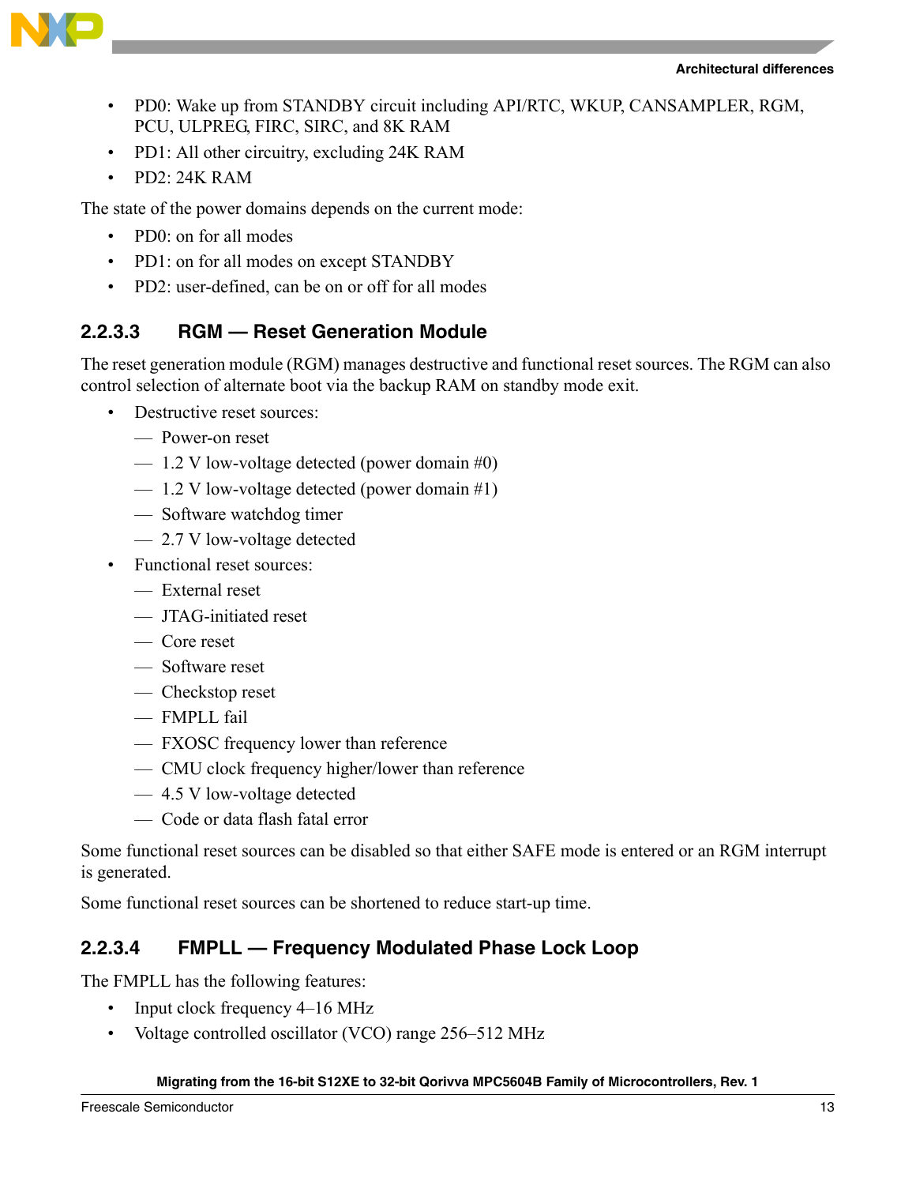- PD0: Wake up from STANDBY circuit including API/RTC, WKUP, CANSAMPLER, RGM, PCU, ULPREG, FIRC, SIRC, and 8K RAM
- PD1: All other circuitry, excluding 24K RAM
- PD2: 24K RAM

The state of the power domains depends on the current mode:

- PD0: on for all modes
- PD1: on for all modes on except STANDBY
- PD2: user-defined, can be on or off for all modes

#### 2.2.3.3 RGM — Reset Generation Module

The reset generation module (RGM) manages destructive and functional reset sources. The RGM can also control selection of alternate boot via the backup RAM on standby mode exit.

- Destructive reset sources:
  - Power-on reset
  - 1.2 V low-voltage detected (power domain #0)
  - 1.2 V low-voltage detected (power domain #1)
  - Software watchdog timer
  - 2.7 V low-voltage detected
- Functional reset sources:
  - External reset
  - JTAG-initiated reset
  - Core reset
  - Software reset
  - Checkstop reset
  - FMPLL fail
  - FXOSC frequency lower than reference
  - CMU clock frequency higher/lower than reference
  - 4.5 V low-voltage detected
  - Code or data flash fatal error

Some functional reset sources can be disabled so that either SAFE mode is entered or an RGM interrupt is generated.

Some functional reset sources can be shortened to reduce start-up time.

#### 2.2.3.4 FMPLL — Frequency Modulated Phase Lock Loop

The FMPLL has the following features:

- Input clock frequency 4–16 MHz
- Voltage controlled oscillator (VCO) range 256–512 MHz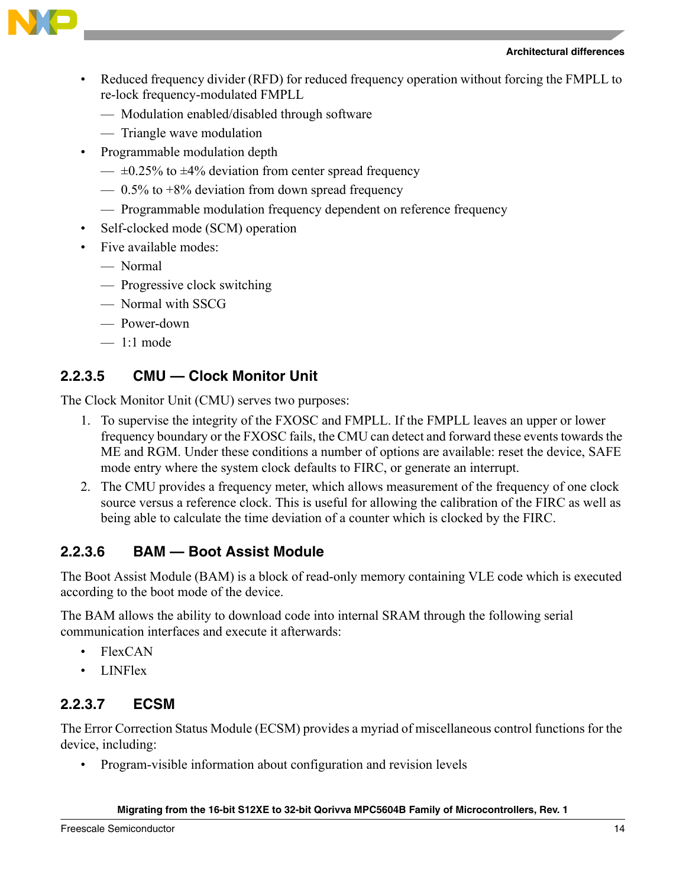- Reduced frequency divider (RFD) for reduced frequency operation without forcing the FMPLL to re-lock frequency-modulated FMPLL
  - Modulation enabled/disabled through software
  - Triangle wave modulation
- Programmable modulation depth
  - ±0.25% to ±4% deviation from center spread frequency
  - 0.5% to +8% deviation from down spread frequency
  - Programmable modulation frequency dependent on reference frequency
- Self-clocked mode (SCM) operation
- Five available modes:
  - Normal
  - Progressive clock switching
  - Normal with SSCG
  - Power-down
  - 1:1 mode

#### 2.2.3.5 CMU — Clock Monitor Unit

The Clock Monitor Unit (CMU) serves two purposes:

1. To supervise the integrity of the FXOSC and FMPLL. If the FMPLL leaves an upper or lower frequency boundary or the FXOSC fails, the CMU can detect and forward these events towards the ME and RGM. Under these conditions a number of options are available: reset the device, SAFE mode entry where the system clock defaults to FIRC, or generate an interrupt.
2. The CMU provides a frequency meter, which allows measurement of the frequency of one clock source versus a reference clock. This is useful for allowing the calibration of the FIRC as well as being able to calculate the time deviation of a counter which is clocked by the FIRC.

#### 2.2.3.6 BAM — Boot Assist Module

The Boot Assist Module (BAM) is a block of read-only memory containing VLE code which is executed according to the boot mode of the device.

The BAM allows the ability to download code into internal SRAM through the following serial communication interfaces and execute it afterwards:

- FlexCAN
- LINFlex

#### 2.2.3.7 ECSM

The Error Correction Status Module (ECSM) provides a myriad of miscellaneous control functions for the device, including:

- Program-visible information about configuration and revision levels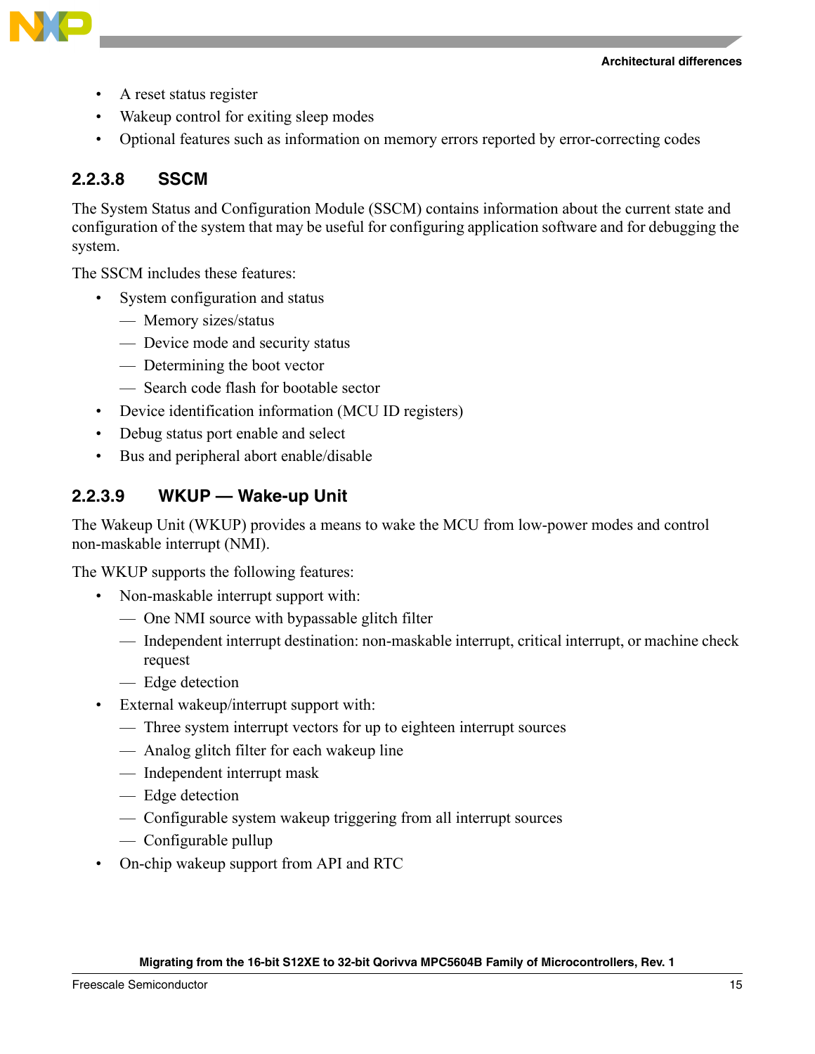- A reset status register
- Wakeup control for exiting sleep modes
- Optional features such as information on memory errors reported by error-correcting codes

#### 2.2.3.8 SSCM

The System Status and Configuration Module (SSCM) contains information about the current state and configuration of the system that may be useful for configuring application software and for debugging the system.

The SSCM includes these features:

- System configuration and status
  - Memory sizes/status
  - Device mode and security status
  - Determining the boot vector
  - Search code flash for bootable sector
- Device identification information (MCU ID registers)
- Debug status port enable and select
- Bus and peripheral abort enable/disable

#### 2.2.3.9 WKUP — Wake-up Unit

The Wakeup Unit (WKUP) provides a means to wake the MCU from low-power modes and control non-maskable interrupt (NMI).

The WKUP supports the following features:

- Non-maskable interrupt support with:
  - One NMI source with bypassable glitch filter
  - Independent interrupt destination: non-maskable interrupt, critical interrupt, or machine check request
  - Edge detection
- External wakeup/interrupt support with:
  - Three system interrupt vectors for up to eighteen interrupt sources
  - Analog glitch filter for each wakeup line
  - Independent interrupt mask
  - Edge detection
  - Configurable system wakeup triggering from all interrupt sources
  - Configurable pullup
- On-chip wakeup support from API and RTC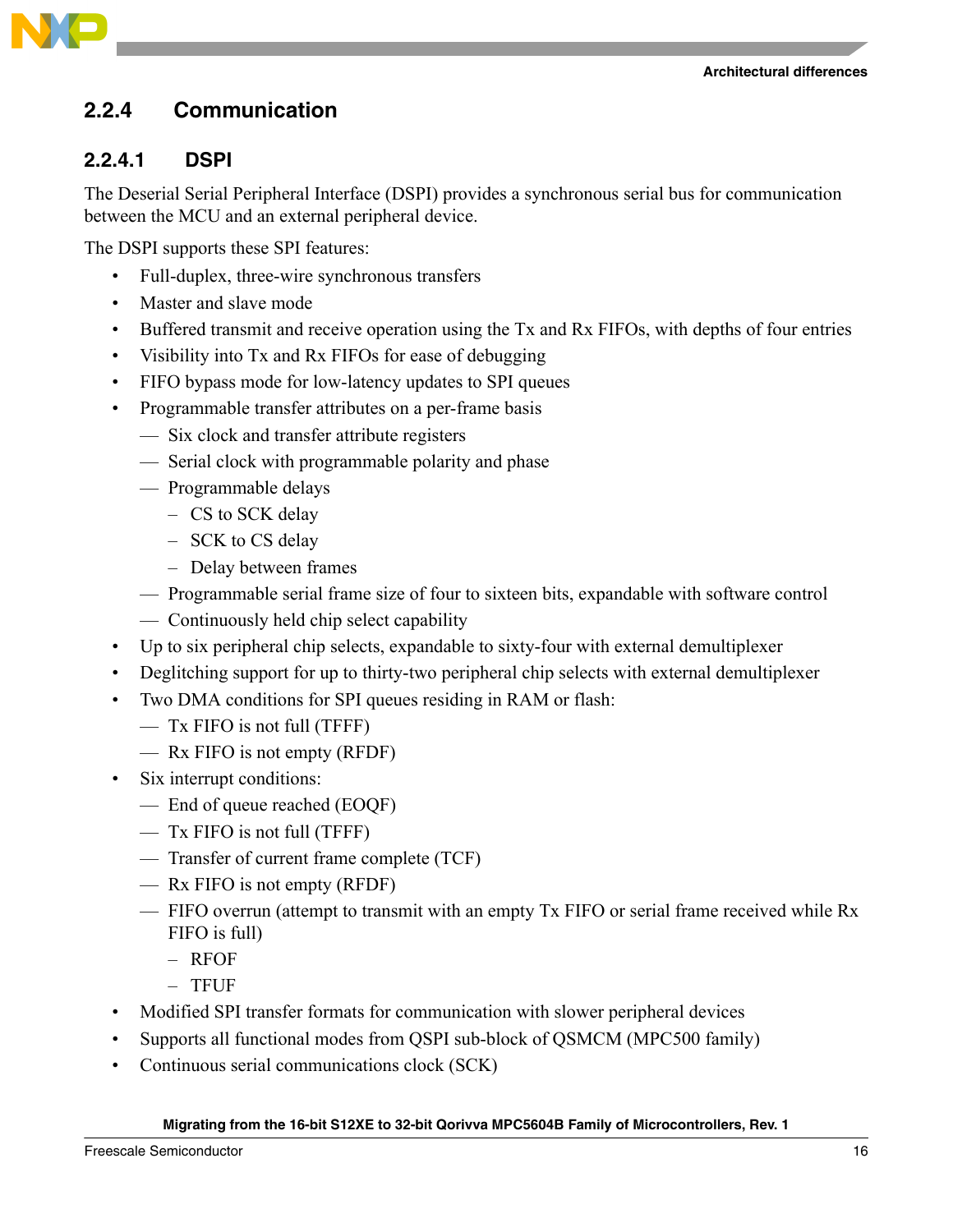### 2.2.4 Communication

#### 2.2.4.1 DSPI

The Deserial Serial Peripheral Interface (DSPI) provides a synchronous serial bus for communication between the MCU and an external peripheral device.

The DSPI supports these SPI features:

- Full-duplex, three-wire synchronous transfers
- Master and slave mode
- Buffered transmit and receive operation using the Tx and Rx FIFOs, with depths of four entries
- Visibility into Tx and Rx FIFOs for ease of debugging
- FIFO bypass mode for low-latency updates to SPI queues
- Programmable transfer attributes on a per-frame basis
  - Six clock and transfer attribute registers
  - Serial clock with programmable polarity and phase
  - Programmable delays
    - CS to SCK delay
    - SCK to CS delay
    - Delay between frames
  - Programmable serial frame size of four to sixteen bits, expandable with software control
  - Continuously held chip select capability
- Up to six peripheral chip selects, expandable to sixty-four with external demultiplexer
- Deglitching support for up to thirty-two peripheral chip selects with external demultiplexer
- Two DMA conditions for SPI queues residing in RAM or flash:
  - Tx FIFO is not full (TFFF)
  - Rx FIFO is not empty (RFDF)
- Six interrupt conditions:
  - End of queue reached (EOQF)
  - Tx FIFO is not full (TFFF)
  - Transfer of current frame complete (TCF)
  - Rx FIFO is not empty (RFDF)
  - FIFO overrun (attempt to transmit with an empty Tx FIFO or serial frame received while Rx FIFO is full)
    - RFOF
    - TFUF
- Modified SPI transfer formats for communication with slower peripheral devices
- Supports all functional modes from QSPI sub-block of QSMCM (MPC500 family)
- Continuous serial communications clock (SCK)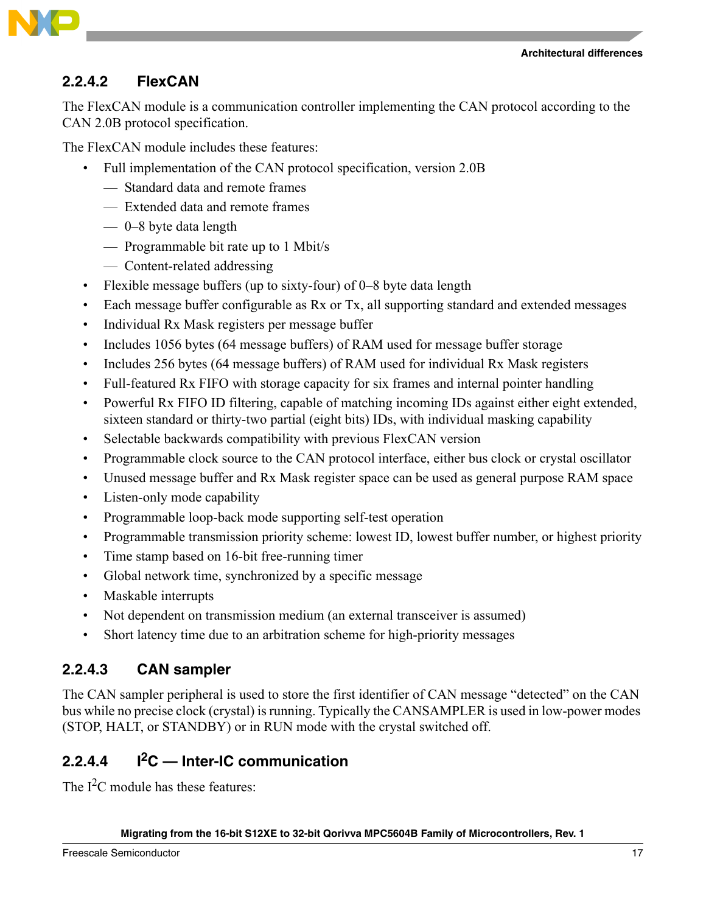#### 2.2.4.2 FlexCAN

The FlexCAN module is a communication controller implementing the CAN protocol according to the CAN 2.0B protocol specification.

The FlexCAN module includes these features:

- Full implementation of the CAN protocol specification, version 2.0B
  - Standard data and remote frames
  - Extended data and remote frames
  - 0–8 byte data length
  - Programmable bit rate up to 1 Mbit/s
  - Content-related addressing
- Flexible message buffers (up to sixty-four) of 0–8 byte data length
- Each message buffer configurable as Rx or Tx, all supporting standard and extended messages
- Individual Rx Mask registers per message buffer
- Includes 1056 bytes (64 message buffers) of RAM used for message buffer storage
- Includes 256 bytes (64 message buffers) of RAM used for individual Rx Mask registers
- Full-featured Rx FIFO with storage capacity for six frames and internal pointer handling
- Powerful Rx FIFO ID filtering, capable of matching incoming IDs against either eight extended, sixteen standard or thirty-two partial (eight bits) IDs, with individual masking capability
- Selectable backwards compatibility with previous FlexCAN version
- Programmable clock source to the CAN protocol interface, either bus clock or crystal oscillator
- Unused message buffer and Rx Mask register space can be used as general purpose RAM space
- Listen-only mode capability
- Programmable loop-back mode supporting self-test operation
- Programmable transmission priority scheme: lowest ID, lowest buffer number, or highest priority
- Time stamp based on 16-bit free-running timer
- Global network time, synchronized by a specific message
- Maskable interrupts
- Not dependent on transmission medium (an external transceiver is assumed)
- Short latency time due to an arbitration scheme for high-priority messages

#### 2.2.4.3 CAN sampler

The CAN sampler peripheral is used to store the first identifier of CAN message "detected" on the CAN bus while no precise clock (crystal) is running. Typically the CANSAMPLER is used in low-power modes (STOP, HALT, or STANDBY) or in RUN mode with the crystal switched off.

#### 2.2.4.4 I$^2$C — Inter-IC communication

The I$^2$C module has these features: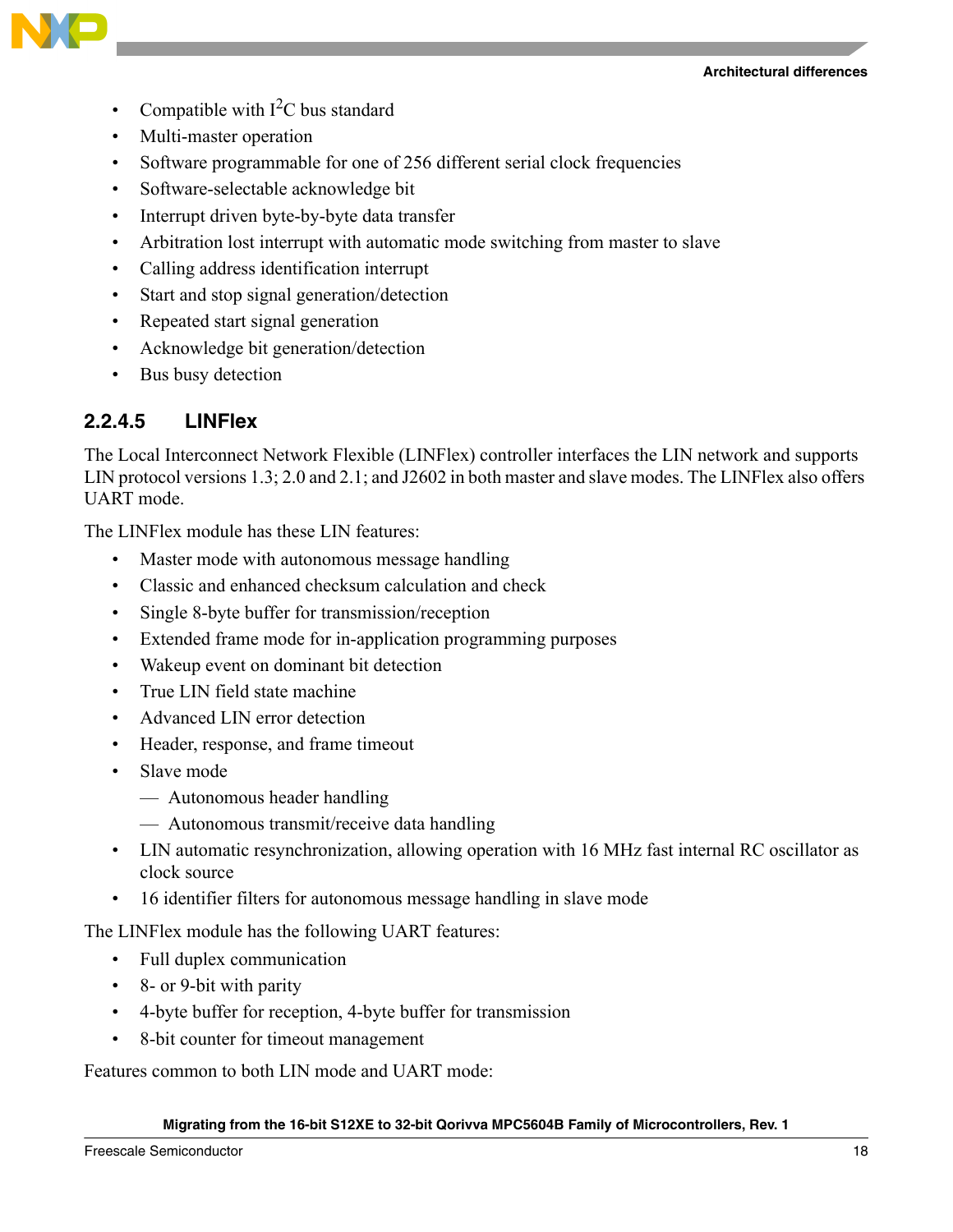- Compatible with $I^2C$ bus standard
- Multi-master operation
- Software programmable for one of 256 different serial clock frequencies
- Software-selectable acknowledge bit
- Interrupt driven byte-by-byte data transfer
- Arbitration lost interrupt with automatic mode switching from master to slave
- Calling address identification interrupt
- Start and stop signal generation/detection
- Repeated start signal generation
- Acknowledge bit generation/detection
- Bus busy detection

#### 2.2.4.5 LINFlex

The Local Interconnect Network Flexible (LINFlex) controller interfaces the LIN network and supports LIN protocol versions 1.3; 2.0 and 2.1; and J2602 in both master and slave modes. The LINFlex also offers UART mode.

The LINFlex module has these LIN features:

- Master mode with autonomous message handling
- Classic and enhanced checksum calculation and check
- Single 8-byte buffer for transmission/reception
- Extended frame mode for in-application programming purposes
- Wakeup event on dominant bit detection
- True LIN field state machine
- Advanced LIN error detection
- Header, response, and frame timeout
- Slave mode
  - Autonomous header handling
  - Autonomous transmit/receive data handling
- LIN automatic resynchronization, allowing operation with 16 MHz fast internal RC oscillator as clock source
- 16 identifier filters for autonomous message handling in slave mode

The LINFlex module has the following UART features:

- Full duplex communication
- 8- or 9-bit with parity
- 4-byte buffer for reception, 4-byte buffer for transmission
- 8-bit counter for timeout management

Features common to both LIN mode and UART mode: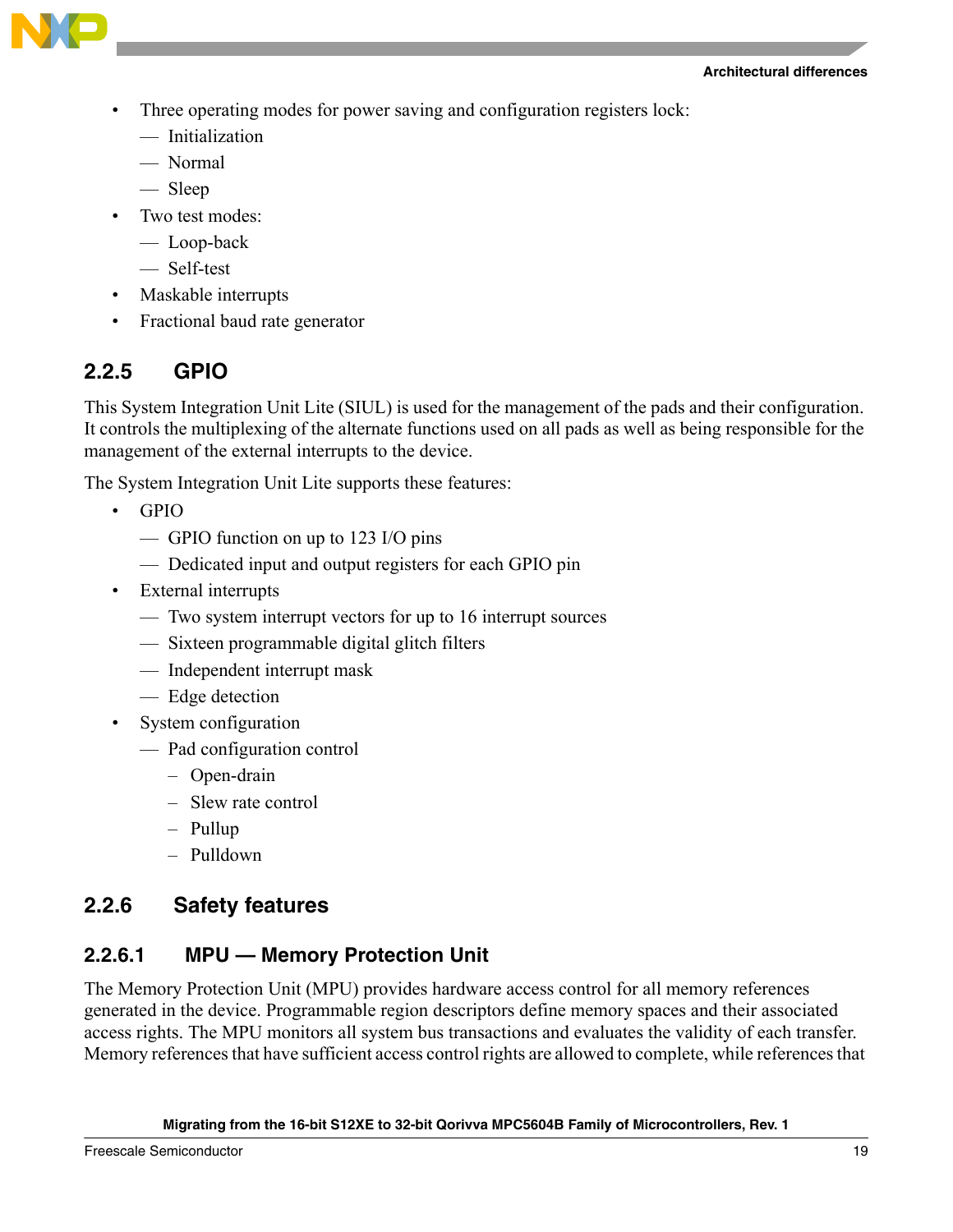- Three operating modes for power saving and configuration registers lock:
  - Initialization
  - Normal
  - Sleep
- Two test modes:
  - Loop-back
  - Self-test
- Maskable interrupts
- Fractional baud rate generator

### 2.2.5 GPIO

This System Integration Unit Lite (SIUL) is used for the management of the pads and their configuration. It controls the multiplexing of the alternate functions used on all pads as well as being responsible for the management of the external interrupts to the device.

The System Integration Unit Lite supports these features:

- GPIO
  - GPIO function on up to 123 I/O pins
  - Dedicated input and output registers for each GPIO pin
- External interrupts
  - Two system interrupt vectors for up to 16 interrupt sources
  - Sixteen programmable digital glitch filters
  - Independent interrupt mask
  - Edge detection
- System configuration
  - Pad configuration control
    - Open-drain
    - Slew rate control
    - Pullup
    - Pulldown

### 2.2.6 Safety features

#### 2.2.6.1 MPU — Memory Protection Unit

The Memory Protection Unit (MPU) provides hardware access control for all memory references generated in the device. Programmable region descriptors define memory spaces and their associated access rights. The MPU monitors all system bus transactions and evaluates the validity of each transfer. Memory references that have sufficient access control rights are allowed to complete, while references that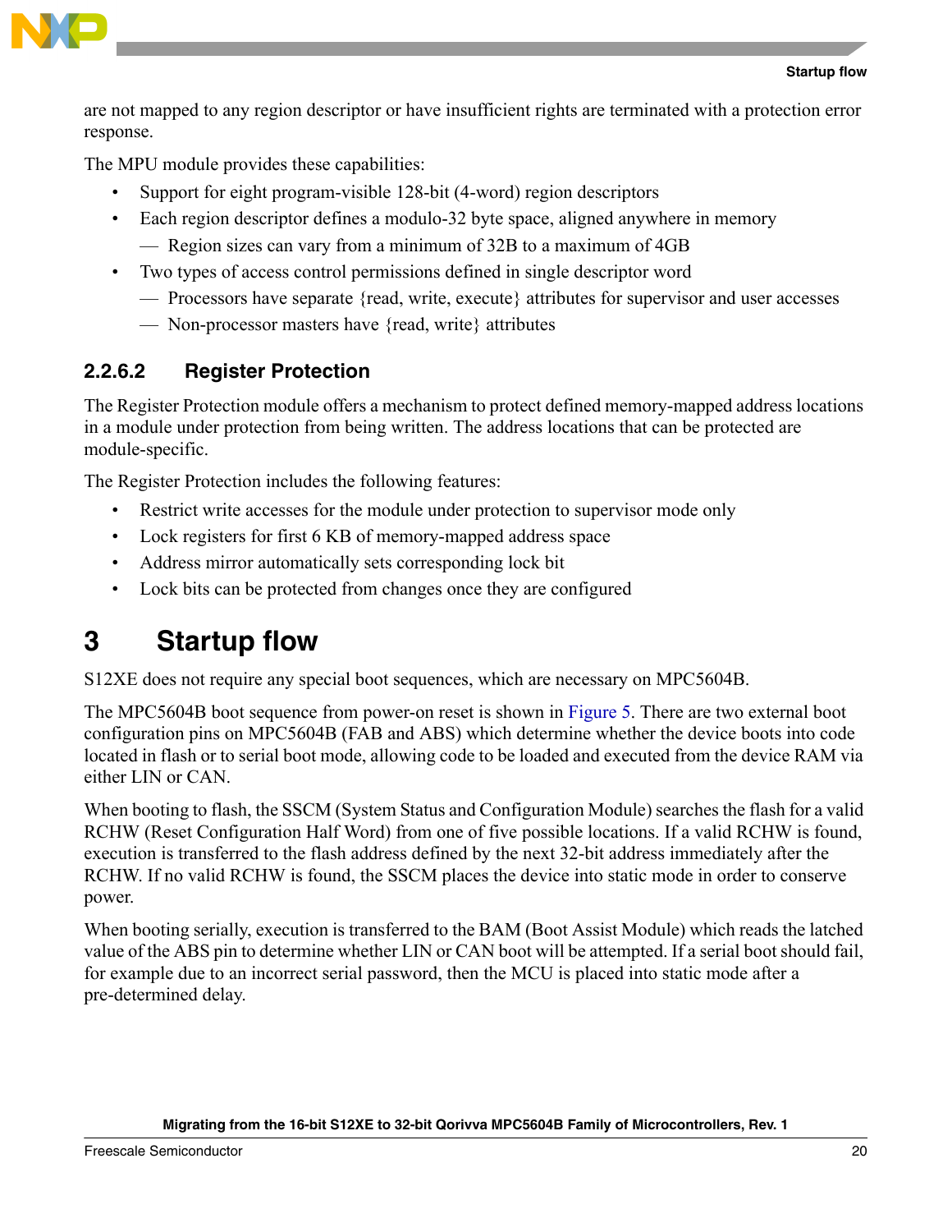are not mapped to any region descriptor or have insufficient rights are terminated with a protection error response.

The MPU module provides these capabilities:

- Support for eight program-visible 128-bit (4-word) region descriptors
- Each region descriptor defines a modulo-32 byte space, aligned anywhere in memory
  — Region sizes can vary from a minimum of 32B to a maximum of 4GB
- Two types of access control permissions defined in single descriptor word
  — Processors have separate {read, write, execute} attributes for supervisor and user accesses
  — Non-processor masters have {read, write} attributes

### 2.2.6.2 Register Protection

The Register Protection module offers a mechanism to protect defined memory-mapped address locations in a module under protection from being written. The address locations that can be protected are module-specific.

The Register Protection includes the following features:

- Restrict write accesses for the module under protection to supervisor mode only
- Lock registers for first 6 KB of memory-mapped address space
- Address mirror automatically sets corresponding lock bit
- Lock bits can be protected from changes once they are configured

# 3 Startup flow

S12XE does not require any special boot sequences, which are necessary on MPC5604B.

The MPC5604B boot sequence from power-on reset is shown in Figure 5. There are two external boot configuration pins on MPC5604B (FAB and ABS) which determine whether the device boots into code located in flash or to serial boot mode, allowing code to be loaded and executed from the device RAM via either LIN or CAN.

When booting to flash, the SSCM (System Status and Configuration Module) searches the flash for a valid RCHW (Reset Configuration Half Word) from one of five possible locations. If a valid RCHW is found, execution is transferred to the flash address defined by the next 32-bit address immediately after the RCHW. If no valid RCHW is found, the SSCM places the device into static mode in order to conserve power.

When booting serially, execution is transferred to the BAM (Boot Assist Module) which reads the latched value of the ABS pin to determine whether LIN or CAN boot will be attempted. If a serial boot should fail, for example due to an incorrect serial password, then the MCU is placed into static mode after a pre-determined delay.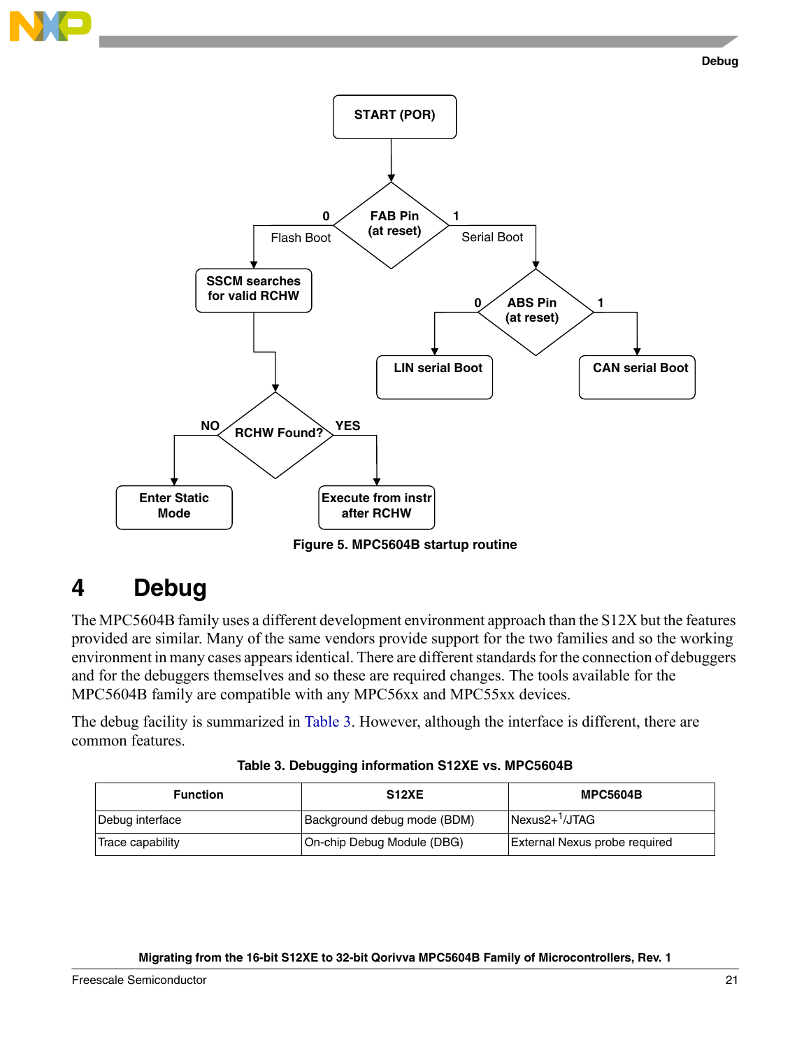Figure 5. MPC5604B startup routine

# 4 Debug

The MPC5604B family uses a different development environment approach than the S12X but the features provided are similar. Many of the same vendors provide support for the two families and so the working environment in many cases appears identical. There are different standards for the connection of debuggers and for the debuggers themselves and so these are required changes. The tools available for the MPC5604B family are compatible with any MPC56xx and MPC55xx devices.

The debug facility is summarized in Table 3. However, although the interface is different, there are common features.

**Table 3. Debugging information S12XE vs. MPC5604B**

| Function | S12XE | MPC5604B |
|---|---|---|
| Debug interface | Background debug mode (BDM) | Nexus2+[1]/JTAG |
| Trace capability | On-chip Debug Module (DBG) | External Nexus probe required |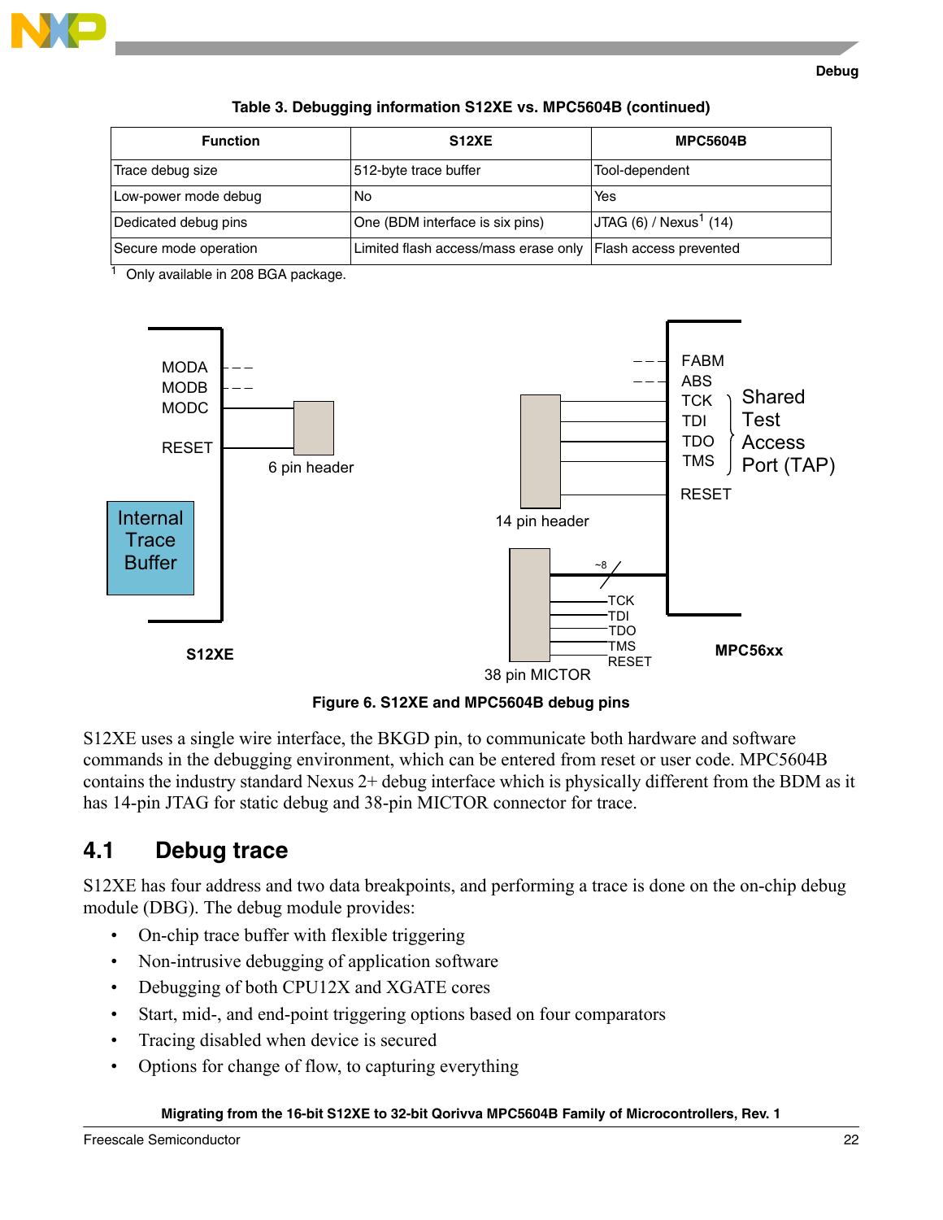Table 3. Debugging information S12XE vs. MPC5604B (continued)

| Function | S12XE | MPC5604B |
|---|---|---|
| Trace debug size | 512-byte trace buffer | Tool-dependent |
| Low-power mode debug | No | Yes |
| Dedicated debug pins | One (BDM interface is six pins) | JTAG (6) / Nexus[1] (14) |
| Secure mode operation | Limited flash access/mass erase only | Flash access prevented |

[1] Only available in 208 BGA package.

Figure 6. S12XE and MPC5604B debug pins

S12XE uses a single wire interface, the BKGD pin, to communicate both hardware and software commands in the debugging environment, which can be entered from reset or user code. MPC5604B contains the industry standard Nexus 2+ debug interface which is physically different from the BDM as it has 14-pin JTAG for static debug and 38-pin MICTOR connector for trace.

## 4.1 Debug trace

S12XE has four address and two data breakpoints, and performing a trace is done on the on-chip debug module (DBG). The debug module provides:

- On-chip trace buffer with flexible triggering
- Non-intrusive debugging of application software
- Debugging of both CPU12X and XGATE cores
- Start, mid-, and end-point triggering options based on four comparators
- Tracing disabled when device is secured
- Options for change of flow, to capturing everything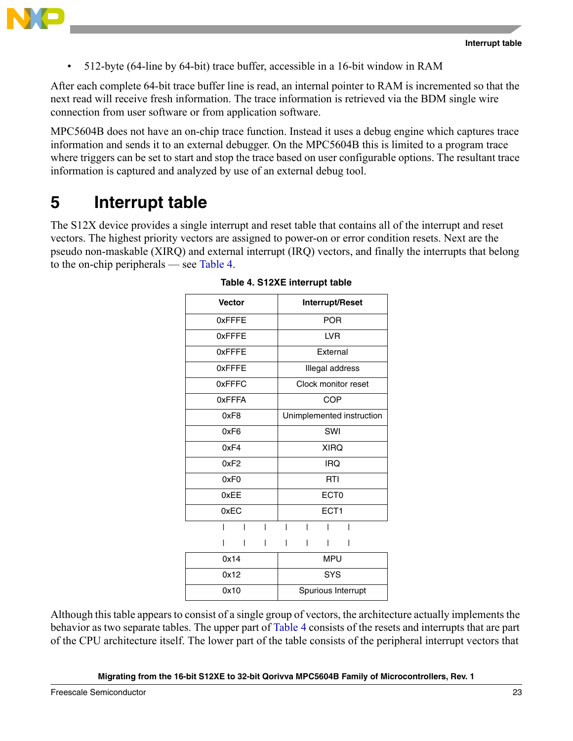- 512-byte (64-line by 64-bit) trace buffer, accessible in a 16-bit window in RAM

After each complete 64-bit trace buffer line is read, an internal pointer to RAM is incremented so that the next read will receive fresh information. The trace information is retrieved via the BDM single wire connection from user software or from application software.

MPC5604B does not have an on-chip trace function. Instead it uses a debug engine which captures trace information and sends it to an external debugger. On the MPC5604B this is limited to a program trace where triggers can be set to start and stop the trace based on user configurable options. The resultant trace information is captured and analyzed by use of an external debug tool.

# 5 Interrupt table

The S12X device provides a single interrupt and reset table that contains all of the interrupt and reset vectors. The highest priority vectors are assigned to power-on or error condition resets. Next are the pseudo non-maskable (XIRQ) and external interrupt (IRQ) vectors, and finally the interrupts that belong to the on-chip peripherals — see Table 4.

**Table 4. S12XE interrupt table**

| Vector | Interrupt/Reset |
|---|---|
| 0xFFFE | POR |
| 0xFFFE | LVR |
| 0xFFFE | External |
| 0xFFFE | Illegal address |
| 0xFFFC | Clock monitor reset |
| 0xFFFA | COP |
| 0xF8 | Unimplemented instruction |
| 0xF6 | SWI |
| 0xF4 | XIRQ |
| 0xF2 | IRQ |
| 0xF0 | RTI |
| 0xEE | ECT0 |
| 0xEC | ECT1 |
| ... | ... |
| 0x14 | MPU |
| 0x12 | SYS |
| 0x10 | Spurious Interrupt |

Although this table appears to consist of a single group of vectors, the architecture actually implements the behavior as two separate tables. The upper part of Table 4 consists of the resets and interrupts that are part of the CPU architecture itself. The lower part of the table consists of the peripheral interrupt vectors that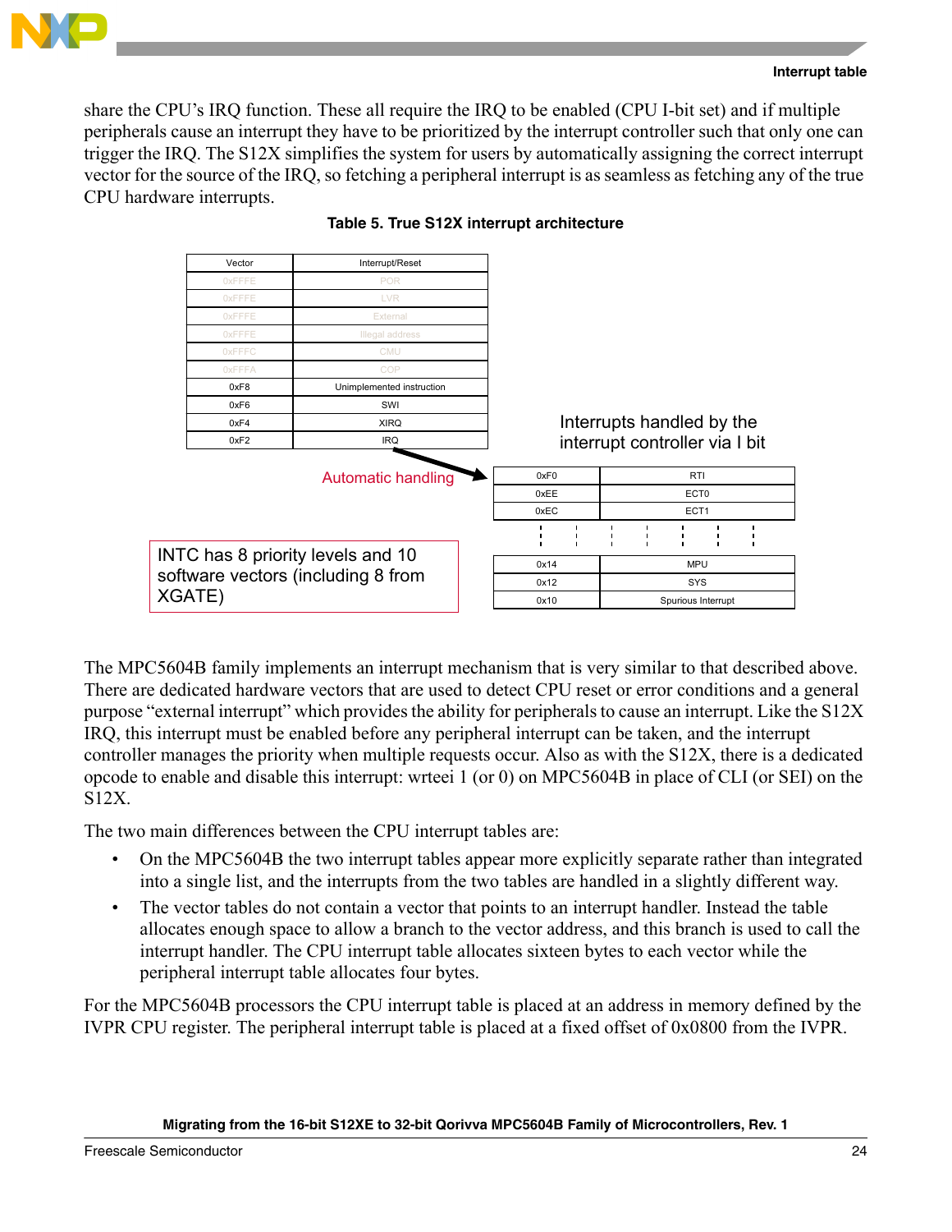share the CPU's IRQ function. These all require the IRQ to be enabled (CPU I-bit set) and if multiple peripherals cause an interrupt they have to be prioritized by the interrupt controller such that only one can trigger the IRQ. The S12X simplifies the system for users by automatically assigning the correct interrupt vector for the source of the IRQ, so fetching a peripheral interrupt is as seamless as fetching any of the true CPU hardware interrupts.

**Table 5. True S12X interrupt architecture**

| Vector | Interrupt/Reset |
|---|---|
| 0xFFFE | POR |
| 0xFFFE | LVR |
| 0xFFFE | External |
| 0xFFFE | Illegal address |
| 0xFFFC | CMU |
| 0xFFFA | COP |
| 0xF8 | Unimplemented instruction |
| 0xF6 | SWI |
| 0xF4 | XIRQ |
| 0xF2 | IRQ |

Automatic handling

Interrupts handled by the interrupt controller via I bit

| Vector | Interrupt |
|---|---|
| 0xF0 | RTI |
| 0xEE | ECT0 |
| 0xEC | ECT1 |
| ⋮ | ⋮ |
| 0x14 | MPU |
| 0x12 | SYS |
| 0x10 | Spurious Interrupt |

INTC has 8 priority levels and 10 software vectors (including 8 from XGATE)

The MPC5604B family implements an interrupt mechanism that is very similar to that described above. There are dedicated hardware vectors that are used to detect CPU reset or error conditions and a general purpose "external interrupt" which provides the ability for peripherals to cause an interrupt. Like the S12X IRQ, this interrupt must be enabled before any peripheral interrupt can be taken, and the interrupt controller manages the priority when multiple requests occur. Also as with the S12X, there is a dedicated opcode to enable and disable this interrupt: wrteei 1 (or 0) on MPC5604B in place of CLI (or SEI) on the S12X.

The two main differences between the CPU interrupt tables are:

- On the MPC5604B the two interrupt tables appear more explicitly separate rather than integrated into a single list, and the interrupts from the two tables are handled in a slightly different way.
- The vector tables do not contain a vector that points to an interrupt handler. Instead the table allocates enough space to allow a branch to the vector address, and this branch is used to call the interrupt handler. The CPU interrupt table allocates sixteen bytes to each vector while the peripheral interrupt table allocates four bytes.

For the MPC5604B processors the CPU interrupt table is placed at an address in memory defined by the IVPR CPU register. The peripheral interrupt table is placed at a fixed offset of 0x0800 from the IVPR.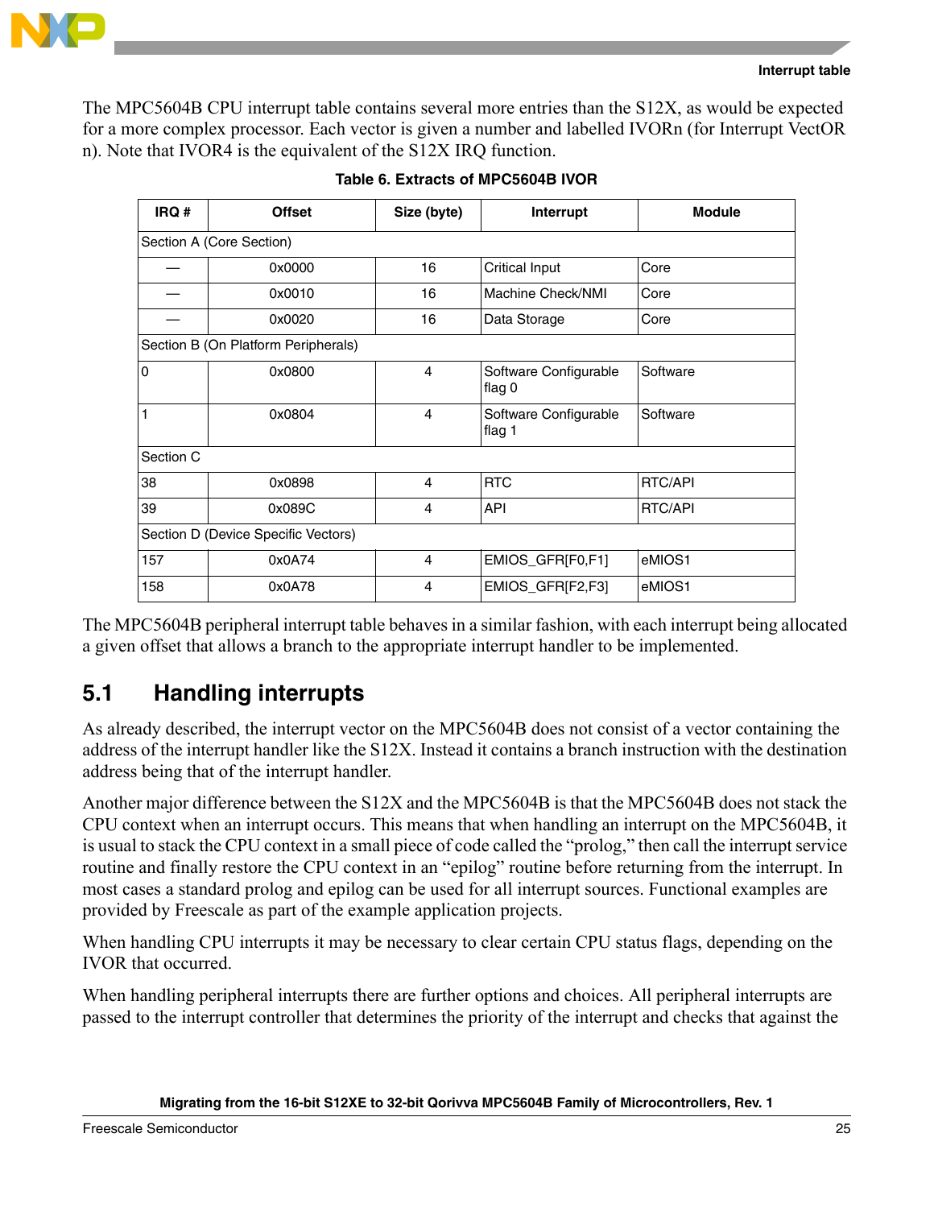The MPC5604B CPU interrupt table contains several more entries than the S12X, as would be expected for a more complex processor. Each vector is given a number and labelled IVORn (for Interrupt VectOR n). Note that IVOR4 is the equivalent of the S12X IRQ function.

**Table 6. Extracts of MPC5604B IVOR**

| IRQ # | Offset | Size (byte) | Interrupt | Module |
|---|---|---|---|---|
| Section A (Core Section) | | | | |
| — | 0x0000 | 16 | Critical Input | Core |
| — | 0x0010 | 16 | Machine Check/NMI | Core |
| — | 0x0020 | 16 | Data Storage | Core |
| Section B (On Platform Peripherals) | | | | |
| 0 | 0x0800 | 4 | Software Configurable flag 0 | Software |
| 1 | 0x0804 | 4 | Software Configurable flag 1 | Software |
| Section C | | | | |
| 38 | 0x0898 | 4 | RTC | RTC/API |
| 39 | 0x089C | 4 | API | RTC/API |
| Section D (Device Specific Vectors) | | | | |
| 157 | 0x0A74 | 4 | EMIOS_GFR[F0,F1] | eMIOS1 |
| 158 | 0x0A78 | 4 | EMIOS_GFR[F2,F3] | eMIOS1 |

The MPC5604B peripheral interrupt table behaves in a similar fashion, with each interrupt being allocated a given offset that allows a branch to the appropriate interrupt handler to be implemented.

## 5.1 Handling interrupts

As already described, the interrupt vector on the MPC5604B does not consist of a vector containing the address of the interrupt handler like the S12X. Instead it contains a branch instruction with the destination address being that of the interrupt handler.

Another major difference between the S12X and the MPC5604B is that the MPC5604B does not stack the CPU context when an interrupt occurs. This means that when handling an interrupt on the MPC5604B, it is usual to stack the CPU context in a small piece of code called the "prolog," then call the interrupt service routine and finally restore the CPU context in an "epilog" routine before returning from the interrupt. In most cases a standard prolog and epilog can be used for all interrupt sources. Functional examples are provided by Freescale as part of the example application projects.

When handling CPU interrupts it may be necessary to clear certain CPU status flags, depending on the IVOR that occurred.

When handling peripheral interrupts there are further options and choices. All peripheral interrupts are passed to the interrupt controller that determines the priority of the interrupt and checks that against the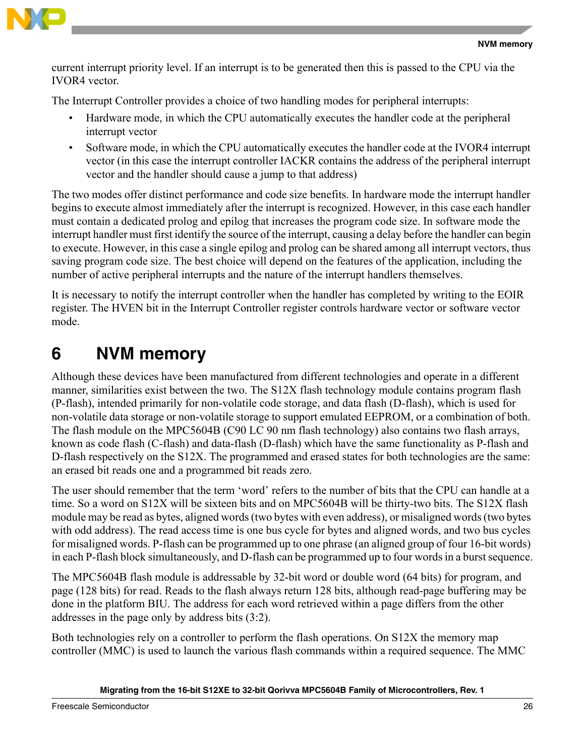current interrupt priority level. If an interrupt is to be generated then this is passed to the CPU via the IVOR4 vector.

The Interrupt Controller provides a choice of two handling modes for peripheral interrupts:

- Hardware mode, in which the CPU automatically executes the handler code at the peripheral interrupt vector
- Software mode, in which the CPU automatically executes the handler code at the IVOR4 interrupt vector (in this case the interrupt controller IACKR contains the address of the peripheral interrupt vector and the handler should cause a jump to that address)

The two modes offer distinct performance and code size benefits. In hardware mode the interrupt handler begins to execute almost immediately after the interrupt is recognized. However, in this case each handler must contain a dedicated prolog and epilog that increases the program code size. In software mode the interrupt handler must first identify the source of the interrupt, causing a delay before the handler can begin to execute. However, in this case a single epilog and prolog can be shared among all interrupt vectors, thus saving program code size. The best choice will depend on the features of the application, including the number of active peripheral interrupts and the nature of the interrupt handlers themselves.

It is necessary to notify the interrupt controller when the handler has completed by writing to the EOIR register. The HVEN bit in the Interrupt Controller register controls hardware vector or software vector mode.

# 6 NVM memory

Although these devices have been manufactured from different technologies and operate in a different manner, similarities exist between the two. The S12X flash technology module contains program flash (P-flash), intended primarily for non-volatile code storage, and data flash (D-flash), which is used for non-volatile data storage or non-volatile storage to support emulated EEPROM, or a combination of both. The flash module on the MPC5604B (C90 LC 90 nm flash technology) also contains two flash arrays, known as code flash (C-flash) and data-flash (D-flash) which have the same functionality as P-flash and D-flash respectively on the S12X. The programmed and erased states for both technologies are the same: an erased bit reads one and a programmed bit reads zero.

The user should remember that the term ‘word’ refers to the number of bits that the CPU can handle at a time. So a word on S12X will be sixteen bits and on MPC5604B will be thirty-two bits. The S12X flash module may be read as bytes, aligned words (two bytes with even address), or misaligned words (two bytes with odd address). The read access time is one bus cycle for bytes and aligned words, and two bus cycles for misaligned words. P-flash can be programmed up to one phrase (an aligned group of four 16-bit words) in each P-flash block simultaneously, and D-flash can be programmed up to four words in a burst sequence.

The MPC5604B flash module is addressable by 32-bit word or double word (64 bits) for program, and page (128 bits) for read. Reads to the flash always return 128 bits, although read-page buffering may be done in the platform BIU. The address for each word retrieved within a page differs from the other addresses in the page only by address bits (3:2).

Both technologies rely on a controller to perform the flash operations. On S12X the memory map controller (MMC) is used to launch the various flash commands within a required sequence. The MMC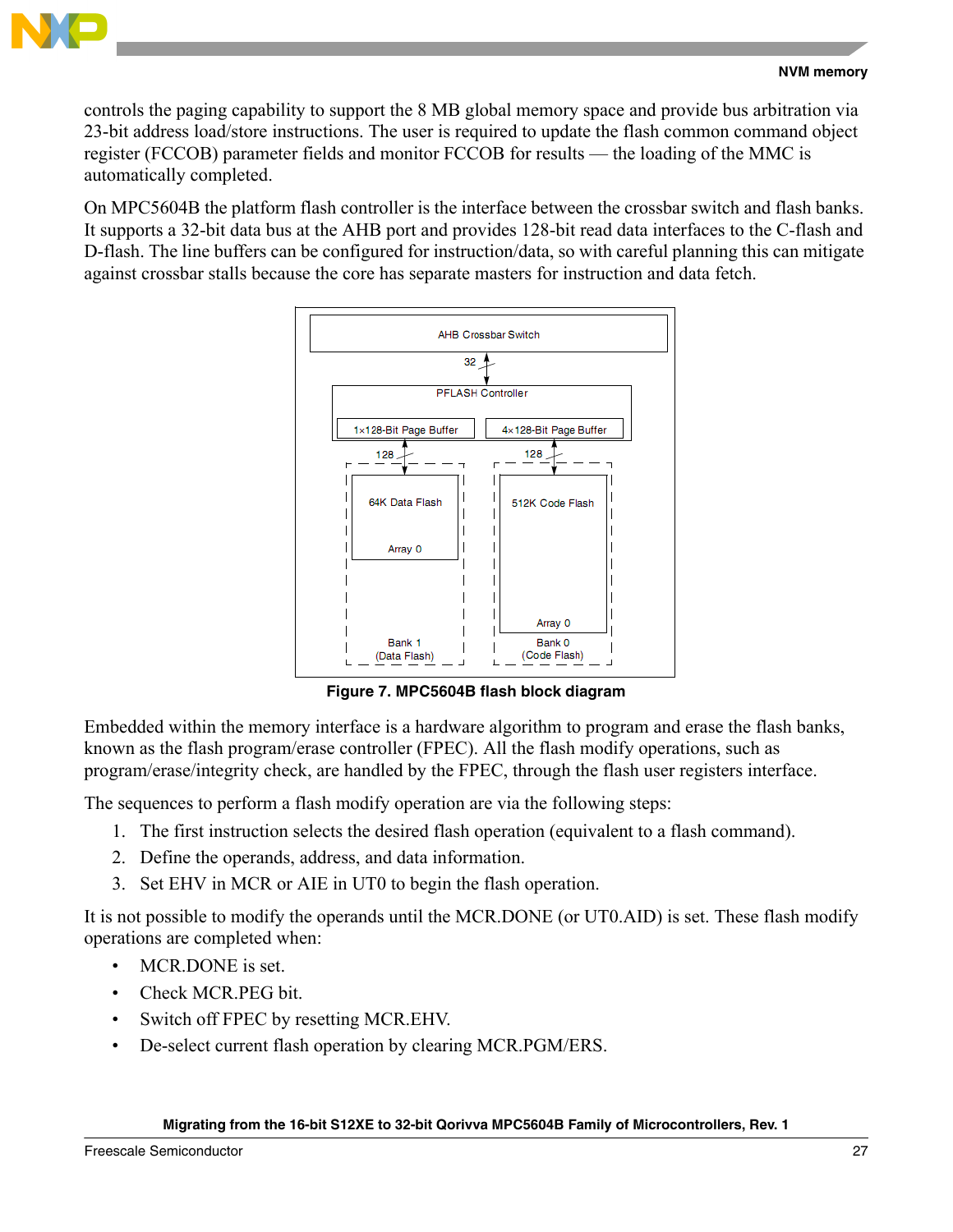controls the paging capability to support the 8 MB global memory space and provide bus arbitration via 23-bit address load/store instructions. The user is required to update the flash common command object register (FCCOB) parameter fields and monitor FCCOB for results — the loading of the MMC is automatically completed.

On MPC5604B the platform flash controller is the interface between the crossbar switch and flash banks. It supports a 32-bit data bus at the AHB port and provides 128-bit read data interfaces to the C-flash and D-flash. The line buffers can be configured for instruction/data, so with careful planning this can mitigate against crossbar stalls because the core has separate masters for instruction and data fetch.

AHB Crossbar Switch

32

PFLASH Controller

1×128-Bit Page Buffer

4×128-Bit Page Buffer

128

128

64K Data Flash

Array 0

Bank 1
(Data Flash)

512K Code Flash

Array 0

Bank 0
(Code Flash)

**Figure 7. MPC5604B flash block diagram**

Embedded within the memory interface is a hardware algorithm to program and erase the flash banks, known as the flash program/erase controller (FPEC). All the flash modify operations, such as program/erase/integrity check, are handled by the FPEC, through the flash user registers interface.

The sequences to perform a flash modify operation are via the following steps:

1. The first instruction selects the desired flash operation (equivalent to a flash command).
2. Define the operands, address, and data information.
3. Set EHV in MCR or AIE in UT0 to begin the flash operation.

It is not possible to modify the operands until the MCR.DONE (or UT0.AID) is set. These flash modify operations are completed when:

- MCR.DONE is set.
- Check MCR.PEG bit.
- Switch off FPEC by resetting MCR.EHV.
- De-select current flash operation by clearing MCR.PGM/ERS.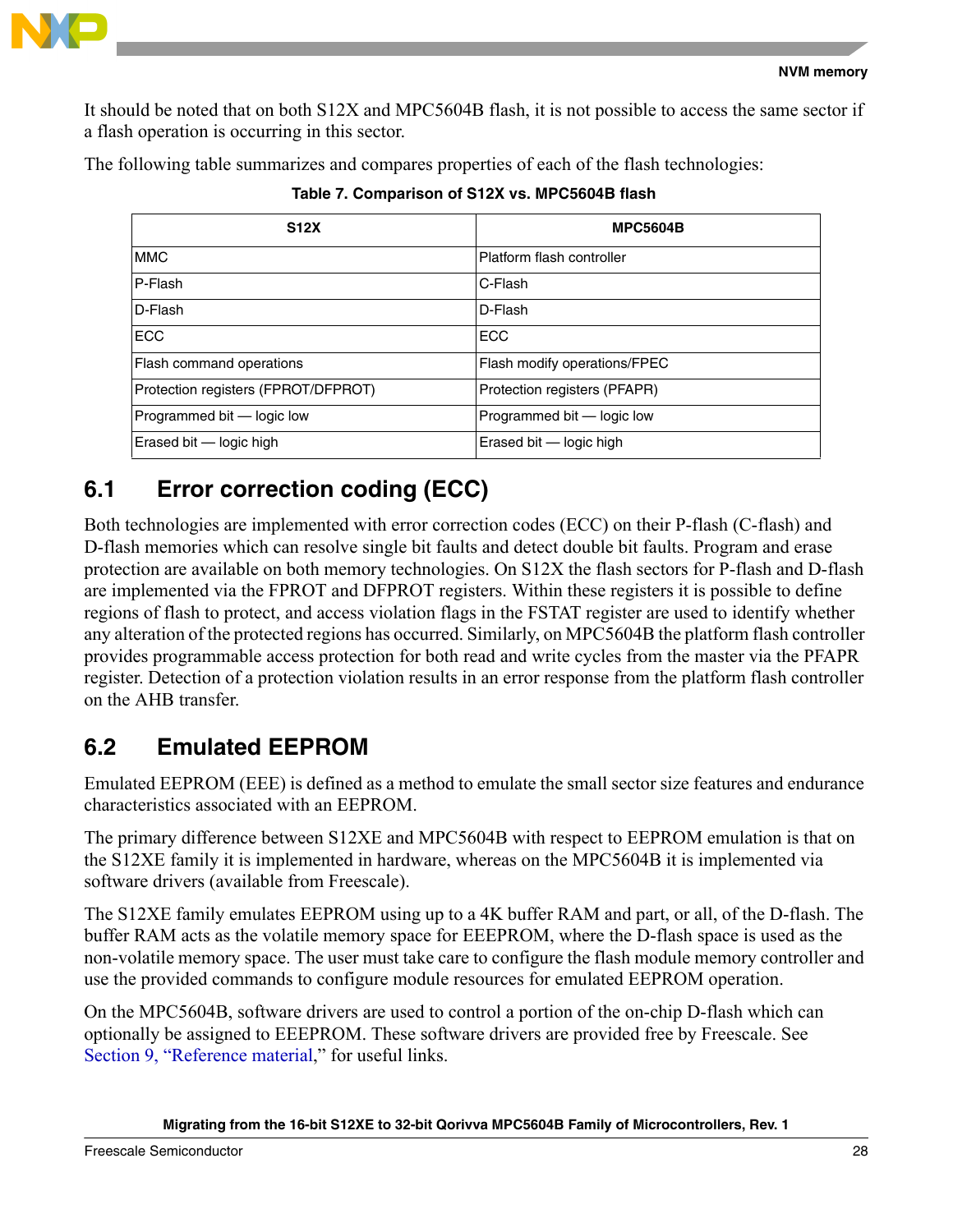It should be noted that on both S12X and MPC5604B flash, it is not possible to access the same sector if a flash operation is occurring in this sector.

The following table summarizes and compares properties of each of the flash technologies:

**Table 7. Comparison of S12X vs. MPC5604B flash**

| S12X | MPC5604B |
|---|---|
| MMC | Platform flash controller |
| P-Flash | C-Flash |
| D-Flash | D-Flash |
| ECC | ECC |
| Flash command operations | Flash modify operations/FPEC |
| Protection registers (FPROT/DFPROT) | Protection registers (PFAPR) |
| Programmed bit — logic low | Programmed bit — logic low |
| Erased bit — logic high | Erased bit — logic high |

## 6.1 Error correction coding (ECC)

Both technologies are implemented with error correction codes (ECC) on their P-flash (C-flash) and D-flash memories which can resolve single bit faults and detect double bit faults. Program and erase protection are available on both memory technologies. On S12X the flash sectors for P-flash and D-flash are implemented via the FPROT and DFPROT registers. Within these registers it is possible to define regions of flash to protect, and access violation flags in the FSTAT register are used to identify whether any alteration of the protected regions has occurred. Similarly, on MPC5604B the platform flash controller provides programmable access protection for both read and write cycles from the master via the PFAPR register. Detection of a protection violation results in an error response from the platform flash controller on the AHB transfer.

## 6.2 Emulated EEPROM

Emulated EEPROM (EEE) is defined as a method to emulate the small sector size features and endurance characteristics associated with an EEPROM.

The primary difference between S12XE and MPC5604B with respect to EEPROM emulation is that on the S12XE family it is implemented in hardware, whereas on the MPC5604B it is implemented via software drivers (available from Freescale).

The S12XE family emulates EEPROM using up to a 4K buffer RAM and part, or all, of the D-flash. The buffer RAM acts as the volatile memory space for EEEPROM, where the D-flash space is used as the non-volatile memory space. The user must take care to configure the flash module memory controller and use the provided commands to configure module resources for emulated EEPROM operation.

On the MPC5604B, software drivers are used to control a portion of the on-chip D-flash which can optionally be assigned to EEEPROM. These software drivers are provided free by Freescale. See Section 9, "Reference material," for useful links.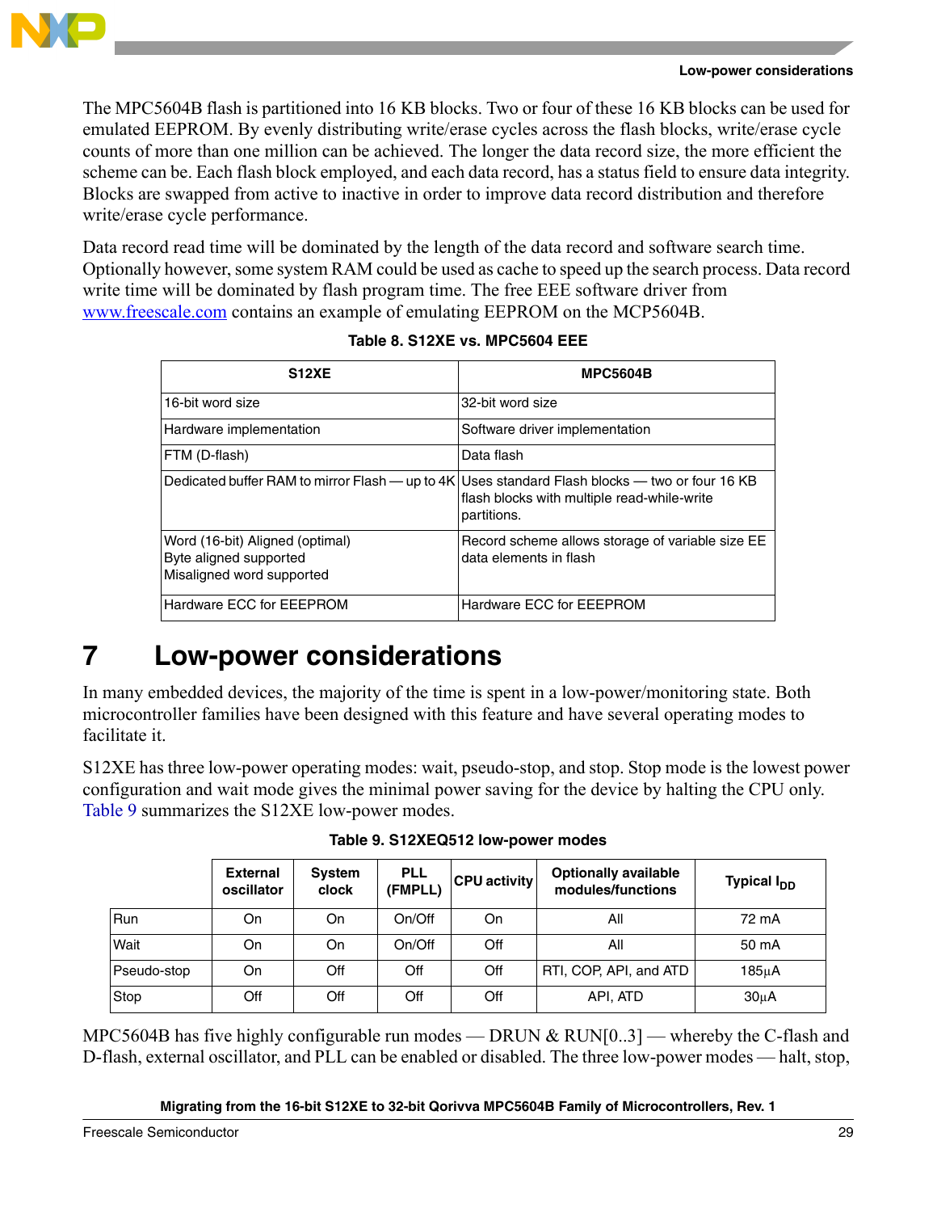The MPC5604B flash is partitioned into 16 KB blocks. Two or four of these 16 KB blocks can be used for emulated EEPROM. By evenly distributing write/erase cycles across the flash blocks, write/erase cycle counts of more than one million can be achieved. The longer the data record size, the more efficient the scheme can be. Each flash block employed, and each data record, has a status field to ensure data integrity. Blocks are swapped from active to inactive in order to improve data record distribution and therefore write/erase cycle performance.

Data record read time will be dominated by the length of the data record and software search time. Optionally however, some system RAM could be used as cache to speed up the search process. Data record write time will be dominated by flash program time. The free EEE software driver from www.freescale.com contains an example of emulating EEPROM on the MCP5604B.

**Table 8. S12XE vs. MPC5604 EEE**

| S12XE | MPC5604B |
|---|---|
| 16-bit word size | 32-bit word size |
| Hardware implementation | Software driver implementation |
| FTM (D-flash) | Data flash |
| Dedicated buffer RAM to mirror Flash — up to 4K | Uses standard Flash blocks — two or four 16 KB flash blocks with multiple read-while-write partitions. |
| Word (16-bit) Aligned (optimal)<br>Byte aligned supported<br>Misaligned word supported | Record scheme allows storage of variable size EE data elements in flash |
| Hardware ECC for EEPROM | Hardware ECC for EEPROM |

# 7 Low-power considerations

In many embedded devices, the majority of the time is spent in a low-power/monitoring state. Both microcontroller families have been designed with this feature and have several operating modes to facilitate it.

S12XE has three low-power operating modes: wait, pseudo-stop, and stop. Stop mode is the lowest power configuration and wait mode gives the minimal power saving for the device by halting the CPU only. Table 9 summarizes the S12XE low-power modes.

**Table 9. S12XEQ512 low-power modes**

| | External oscillator | System clock | PLL (FMPLL) | CPU activity | Optionally available modules/functions | Typical $I_{DD}$ |
|---|---|---|---|---|---|---|
| Run | On | On | On/Off | On | All | 72 mA |
| Wait | On | On | On/Off | Off | All | 50 mA |
| Pseudo-stop | On | Off | Off | Off | RTI, COP, API, and ATD | 185µA |
| Stop | Off | Off | Off | Off | API, ATD | 30µA |

MPC5604B has five highly configurable run modes — DRUN & RUN[0..3] — whereby the C-flash and D-flash, external oscillator, and PLL can be enabled or disabled. The three low-power modes — halt, stop,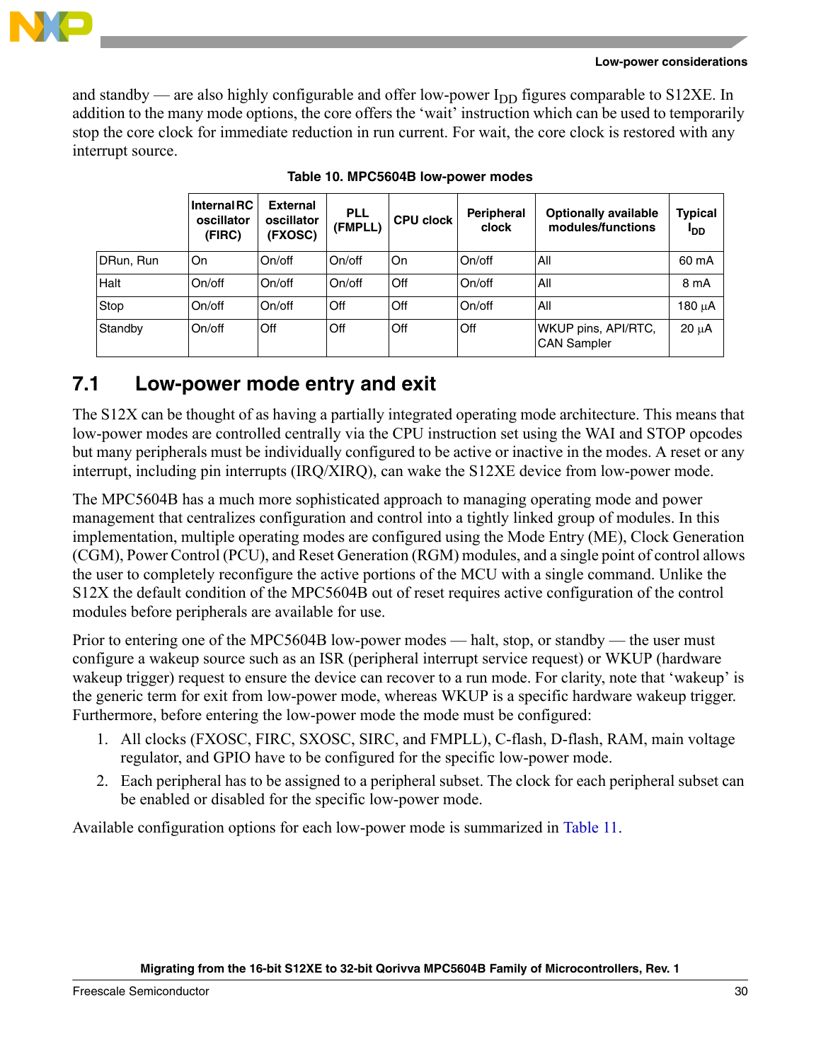and standby — are also highly configurable and offer low-power $I_{DD}$ figures comparable to S12XE. In addition to the many mode options, the core offers the 'wait' instruction which can be used to temporarily stop the core clock for immediate reduction in run current. For wait, the core clock is restored with any interrupt source.

**Table 10. MPC5604B low-power modes**

| | Internal RC oscillator (FIRC) | External oscillator (FXOSC) | PLL (FMPLL) | CPU clock | Peripheral clock | Optionally available modules/functions | Typical $I_{DD}$ |
|---|---|---|---|---|---|---|---|
| DRun, Run | On | On/off | On/off | On | On/off | All | 60 mA |
| Halt | On/off | On/off | On/off | Off | On/off | All | 8 mA |
| Stop | On/off | On/off | Off | Off | On/off | All | 180 µA |
| Standby | On/off | Off | Off | Off | Off | WKUP pins, API/RTC, CAN Sampler | 20 µA |

## 7.1 Low-power mode entry and exit

The S12X can be thought of as having a partially integrated operating mode architecture. This means that low-power modes are controlled centrally via the CPU instruction set using the WAI and STOP opcodes but many peripherals must be individually configured to be active or inactive in the modes. A reset or any interrupt, including pin interrupts (IRQ/XIRQ), can wake the S12XE device from low-power mode.

The MPC5604B has a much more sophisticated approach to managing operating mode and power management that centralizes configuration and control into a tightly linked group of modules. In this implementation, multiple operating modes are configured using the Mode Entry (ME), Clock Generation (CGM), Power Control (PCU), and Reset Generation (RGM) modules, and a single point of control allows the user to completely reconfigure the active portions of the MCU with a single command. Unlike the S12X the default condition of the MPC5604B out of reset requires active configuration of the control modules before peripherals are available for use.

Prior to entering one of the MPC5604B low-power modes — halt, stop, or standby — the user must configure a wakeup source such as an ISR (peripheral interrupt service request) or WKUP (hardware wakeup trigger) request to ensure the device can recover to a run mode. For clarity, note that 'wakeup' is the generic term for exit from low-power mode, whereas WKUP is a specific hardware wakeup trigger. Furthermore, before entering the low-power mode the mode must be configured:

1. All clocks (FXOSC, FIRC, SXOSC, SIRC, and FMPLL), C-flash, D-flash, RAM, main voltage regulator, and GPIO have to be configured for the specific low-power mode.
2. Each peripheral has to be assigned to a peripheral subset. The clock for each peripheral subset can be enabled or disabled for the specific low-power mode.

Available configuration options for each low-power mode is summarized in Table 11.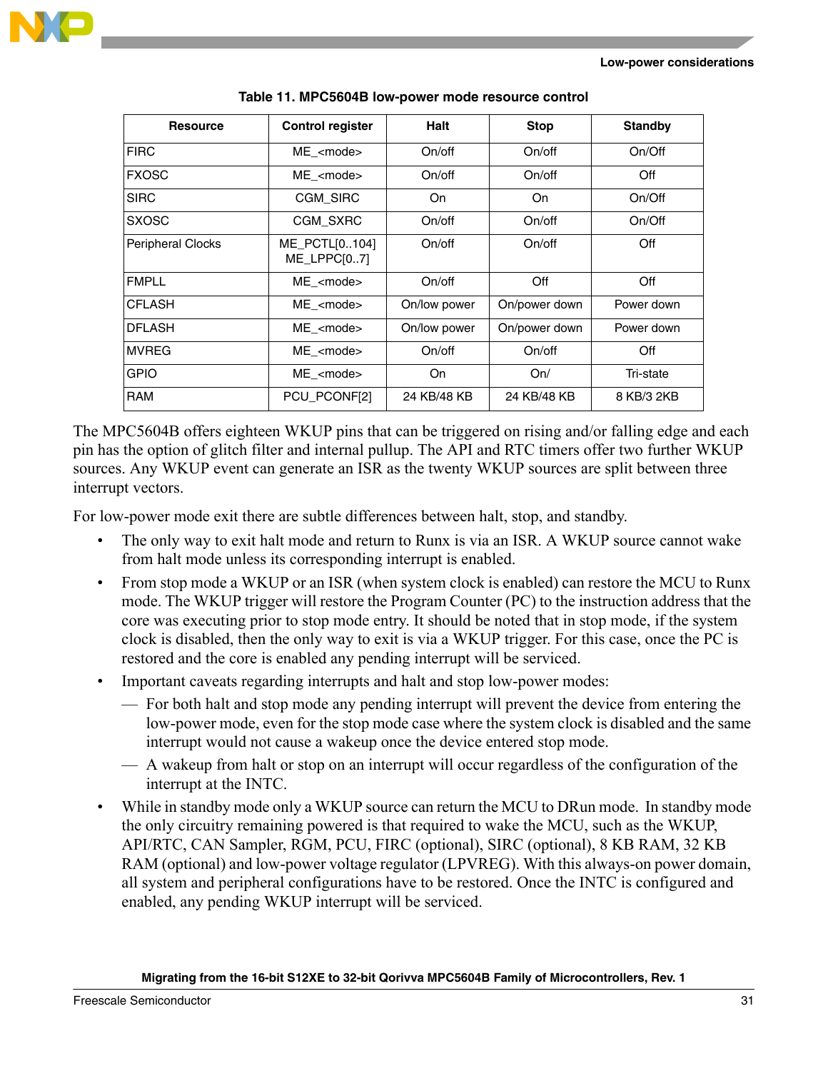**Table 11. MPC5604B low-power mode resource control**

| Resource | Control register | Halt | Stop | Standby |
|---|---|---|---|---|
| FIRC | ME_<mode> | On/off | On/off | On/Off |
| FXOSC | ME_<mode> | On/off | On/off | Off |
| SIRC | CGM_SIRC | On | On | On/Off |
| SXOSC | CGM_SXRC | On/off | On/off | On/Off |
| Peripheral Clocks | ME_PCTL[0..104] ME_LPPC[0..7] | On/off | On/off | Off |
| FMPLL | ME_<mode> | On/off | Off | Off |
| CFLASH | ME_<mode> | On/low power | On/power down | Power down |
| DFLASH | ME_<mode> | On/low power | On/power down | Power down |
| MVREG | ME_<mode> | On/off | On/off | Off |
| GPIO | ME_<mode> | On | On/ | Tri-state |
| RAM | PCU_PCONF[2] | 24 KB/48 KB | 24 KB/48 KB | 8 KB/3 2KB |

The MPC5604B offers eighteen WKUP pins that can be triggered on rising and/or falling edge and each pin has the option of glitch filter and internal pullup. The API and RTC timers offer two further WKUP sources. Any WKUP event can generate an ISR as the twenty WKUP sources are split between three interrupt vectors.

For low-power mode exit there are subtle differences between halt, stop, and standby.

- The only way to exit halt mode and return to Runx is via an ISR. A WKUP source cannot wake from halt mode unless its corresponding interrupt is enabled.
- From stop mode a WKUP or an ISR (when system clock is enabled) can restore the MCU to Runx mode. The WKUP trigger will restore the Program Counter (PC) to the instruction address that the core was executing prior to stop mode entry. It should be noted that in stop mode, if the system clock is disabled, then the only way to exit is via a WKUP trigger. For this case, once the PC is restored and the core is enabled any pending interrupt will be serviced.
- Important caveats regarding interrupts and halt and stop low-power modes:
  - For both halt and stop mode any pending interrupt will prevent the device from entering the low-power mode, even for the stop mode case where the system clock is disabled and the same interrupt would not cause a wakeup once the device entered stop mode.
  - A wakeup from halt or stop on an interrupt will occur regardless of the configuration of the interrupt at the INTC.
- While in standby mode only a WKUP source can return the MCU to DRun mode. In standby mode the only circuitry remaining powered is that required to wake the MCU, such as the WKUP, API/RTC, CAN Sampler, RGM, PCU, FIRC (optional), SIRC (optional), 8 KB RAM, 32 KB RAM (optional) and low-power voltage regulator (LPVREG). With this always-on power domain, all system and peripheral configurations have to be restored. Once the INTC is configured and enabled, any pending WKUP interrupt will be serviced.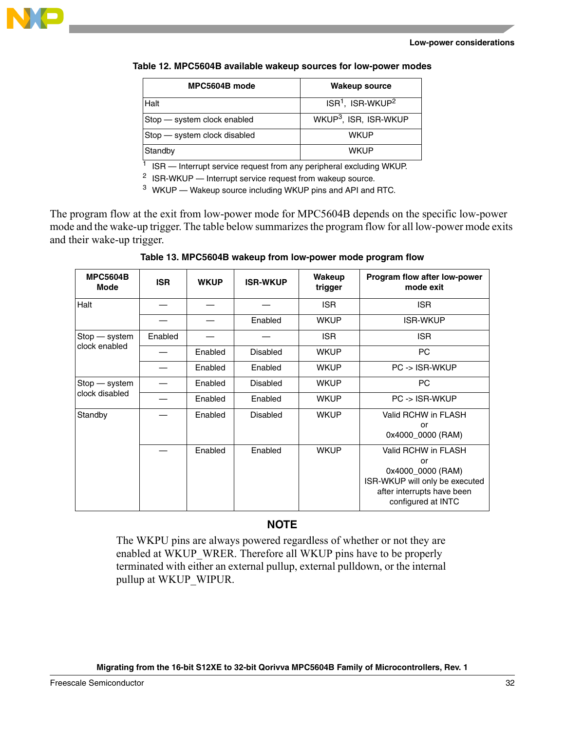**Table 12. MPC5604B available wakeup sources for low-power modes**

| MPC5604B mode | Wakeup source |
|---|---|
| Halt | ISR[1], ISR-WKUP[2] |
| Stop — system clock enabled | WKUP[3], ISR, ISR-WKUP |
| Stop — system clock disabled | WKUP |
| Standby | WKUP |

[1] ISR — Interrupt service request from any peripheral excluding WKUP.
[2] ISR-WKUP — Interrupt service request from wakeup source.
[3] WKUP — Wakeup source including WKUP pins and API and RTC.

The program flow at the exit from low-power mode for MPC5604B depends on the specific low-power mode and the wake-up trigger. The table below summarizes the program flow for all low-power mode exits and their wake-up trigger.

**Table 13. MPC5604B wakeup from low-power mode program flow**

| MPC5604B Mode | ISR | WKUP | ISR-WKUP | Wakeup trigger | Program flow after low-power mode exit |
|---|---|---|---|---|---|
| Halt | — | — | — | ISR | ISR |
| | — | — | Enabled | WKUP | ISR-WKUP |
| Stop — system clock enabled | Enabled | — | — | ISR | ISR |
| | — | Enabled | Disabled | WKUP | PC |
| | — | Enabled | Enabled | WKUP | PC -> ISR-WKUP |
| Stop — system clock disabled | — | Enabled | Disabled | WKUP | PC |
| | — | Enabled | Enabled | WKUP | PC -> ISR-WKUP |
| Standby | — | Enabled | Disabled | WKUP | Valid RCHW in FLASH or 0x4000_0000 (RAM) |
| | — | Enabled | Enabled | WKUP | Valid RCHW in FLASH or 0x4000_0000 (RAM) ISR-WKUP will only be executed after interrupts have been configured at INTC |

**NOTE**

The WKPU pins are always powered regardless of whether or not they are enabled at WKUP_WRER. Therefore all WKUP pins have to be properly terminated with either an external pullup, external pulldown, or the internal pullup at WKUP_WIPUR.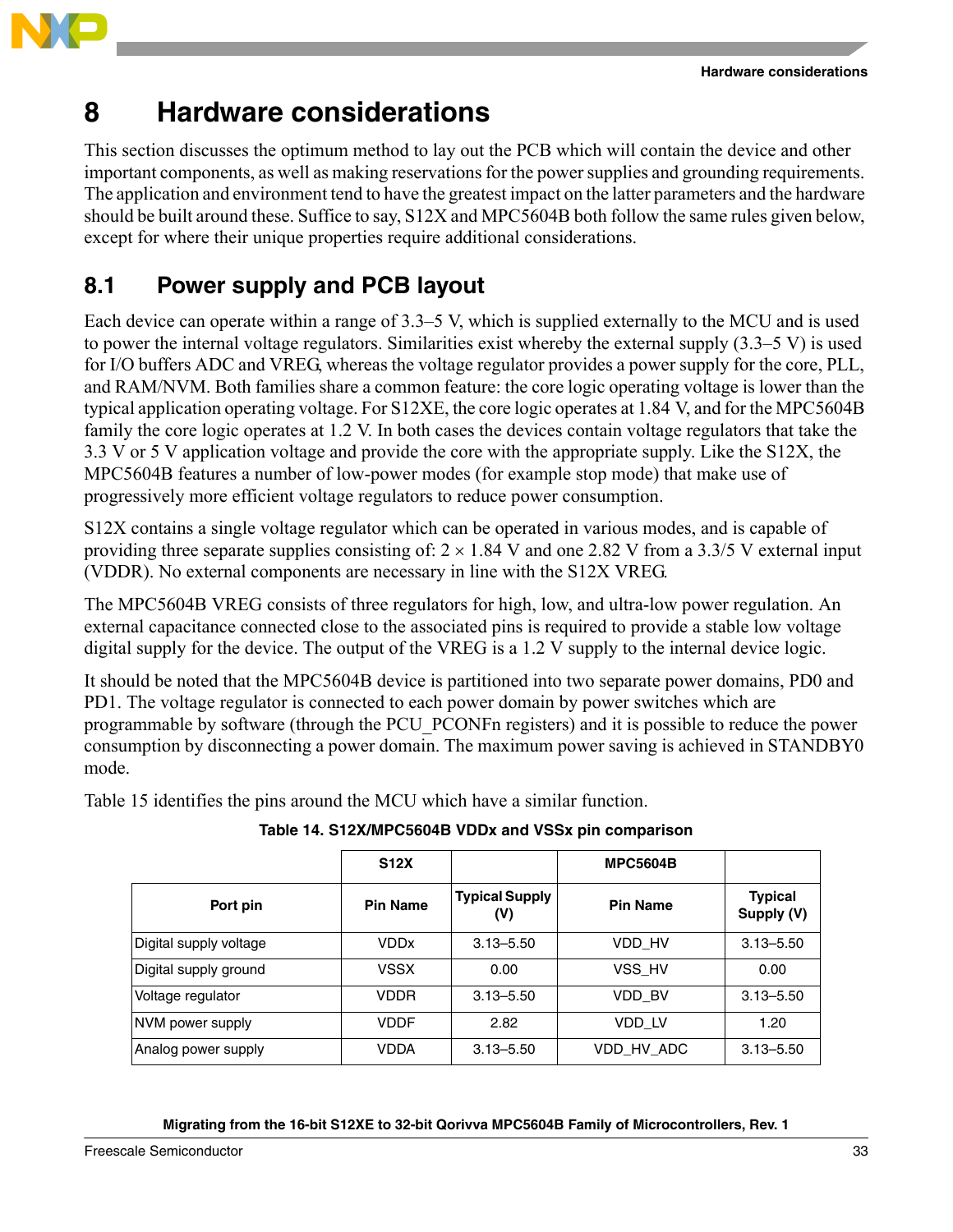# 8 Hardware considerations

This section discusses the optimum method to lay out the PCB which will contain the device and other important components, as well as making reservations for the power supplies and grounding requirements. The application and environment tend to have the greatest impact on the latter parameters and the hardware should be built around these. Suffice to say, S12X and MPC5604B both follow the same rules given below, except for where their unique properties require additional considerations.

## 8.1 Power supply and PCB layout

Each device can operate within a range of 3.3–5 V, which is supplied externally to the MCU and is used to power the internal voltage regulators. Similarities exist whereby the external supply (3.3–5 V) is used for I/O buffers ADC and VREG, whereas the voltage regulator provides a power supply for the core, PLL, and RAM/NVM. Both families share a common feature: the core logic operating voltage is lower than the typical application operating voltage. For S12XE, the core logic operates at 1.84 V, and for the MPC5604B family the core logic operates at 1.2 V. In both cases the devices contain voltage regulators that take the 3.3 V or 5 V application voltage and provide the core with the appropriate supply. Like the S12X, the MPC5604B features a number of low-power modes (for example stop mode) that make use of progressively more efficient voltage regulators to reduce power consumption.

S12X contains a single voltage regulator which can be operated in various modes, and is capable of providing three separate supplies consisting of: 2 × 1.84 V and one 2.82 V from a 3.3/5 V external input (VDDR). No external components are necessary in line with the S12X VREG.

The MPC5604B VREG consists of three regulators for high, low, and ultra-low power regulation. An external capacitance connected close to the associated pins is required to provide a stable low voltage digital supply for the device. The output of the VREG is a 1.2 V supply to the internal device logic.

It should be noted that the MPC5604B device is partitioned into two separate power domains, PD0 and PD1. The voltage regulator is connected to each power domain by power switches which are programmable by software (through the PCU_PCONFn registers) and it is possible to reduce the power consumption by disconnecting a power domain. The maximum power saving is achieved in STANDBY0 mode.

Table 15 identifies the pins around the MCU which have a similar function.

**Table 14. S12X/MPC5604B VDDx and VSSx pin comparison**

| | S12X | | MPC5604B | |
|---|---|---|---|---|
| **Port pin** | **Pin Name** | **Typical Supply (V)** | **Pin Name** | **Typical Supply (V)** |
| Digital supply voltage | VDDx | 3.13–5.50 | VDD_HV | 3.13–5.50 |
| Digital supply ground | VSSX | 0.00 | VSS_HV | 0.00 |
| Voltage regulator | VDDR | 3.13–5.50 | VDD_BV | 3.13–5.50 |
| NVM power supply | VDDF | 2.82 | VDD_LV | 1.20 |
| Analog power supply | VDDA | 3.13–5.50 | VDD_HV_ADC | 3.13–5.50 |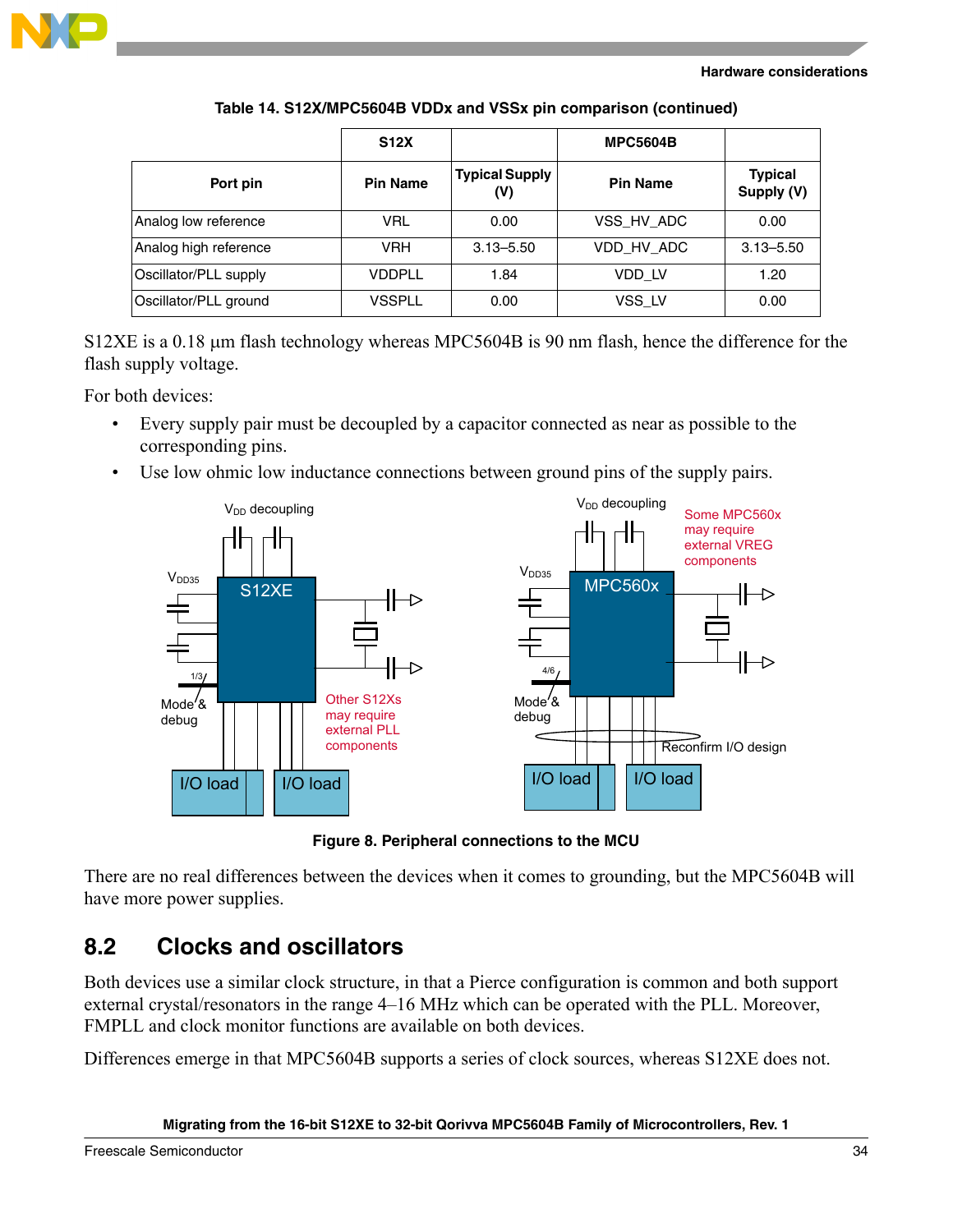Table 14. S12X/MPC5604B VDDx and VSSx pin comparison (continued)

| | S12X | | MPC5604B | |
|---|---|---|---|---|
| Port pin | Pin Name | Typical Supply (V) | Pin Name | Typical Supply (V) |
| Analog low reference | VRL | 0.00 | VSS_HV_ADC | 0.00 |
| Analog high reference | VRH | 3.13–5.50 | VDD_HV_ADC | 3.13–5.50 |
| Oscillator/PLL supply | VDDPLL | 1.84 | VDD_LV | 1.20 |
| Oscillator/PLL ground | VSSPLL | 0.00 | VSS_LV | 0.00 |

S12XE is a 0.18 µm flash technology whereas MPC5604B is 90 nm flash, hence the difference for the flash supply voltage.

For both devices:

- Every supply pair must be decoupled by a capacitor connected as near as possible to the corresponding pins.
- Use low ohmic low inductance connections between ground pins of the supply pairs.

Figure 8. Peripheral connections to the MCU

There are no real differences between the devices when it comes to grounding, but the MPC5604B will have more power supplies.

## 8.2 Clocks and oscillators

Both devices use a similar clock structure, in that a Pierce configuration is common and both support external crystal/resonators in the range 4–16 MHz which can be operated with the PLL. Moreover, FMPLL and clock monitor functions are available on both devices.

Differences emerge in that MPC5604B supports a series of clock sources, whereas S12XE does not.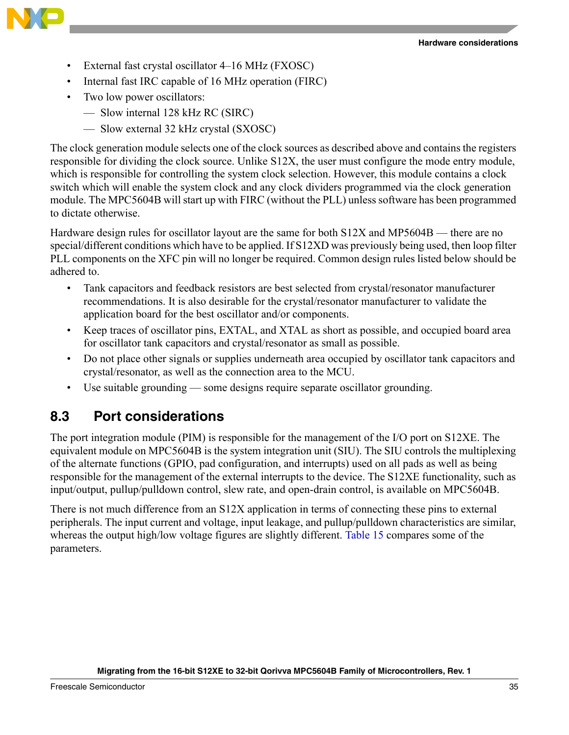- External fast crystal oscillator 4–16 MHz (FXOSC)
- Internal fast IRC capable of 16 MHz operation (FIRC)
- Two low power oscillators:
  - — Slow internal 128 kHz RC (SIRC)
  - — Slow external 32 kHz crystal (SXOSC)

The clock generation module selects one of the clock sources as described above and contains the registers responsible for dividing the clock source. Unlike S12X, the user must configure the mode entry module, which is responsible for controlling the system clock selection. However, this module contains a clock switch which will enable the system clock and any clock dividers programmed via the clock generation module. The MPC5604B will start up with FIRC (without the PLL) unless software has been programmed to dictate otherwise.

Hardware design rules for oscillator layout are the same for both S12X and MP5604B — there are no special/different conditions which have to be applied. If S12XD was previously being used, then loop filter PLL components on the XFC pin will no longer be required. Common design rules listed below should be adhered to.

- Tank capacitors and feedback resistors are best selected from crystal/resonator manufacturer recommendations. It is also desirable for the crystal/resonator manufacturer to validate the application board for the best oscillator and/or components.
- Keep traces of oscillator pins, EXTAL, and XTAL as short as possible, and occupied board area for oscillator tank capacitors and crystal/resonator as small as possible.
- Do not place other signals or supplies underneath area occupied by oscillator tank capacitors and crystal/resonator, as well as the connection area to the MCU.
- Use suitable grounding — some designs require separate oscillator grounding.

## 8.3 Port considerations

The port integration module (PIM) is responsible for the management of the I/O port on S12XE. The equivalent module on MPC5604B is the system integration unit (SIU). The SIU controls the multiplexing of the alternate functions (GPIO, pad configuration, and interrupts) used on all pads as well as being responsible for the management of the external interrupts to the device. The S12XE functionality, such as input/output, pullup/pulldown control, slew rate, and open-drain control, is available on MPC5604B.

There is not much difference from an S12X application in terms of connecting these pins to external peripherals. The input current and voltage, input leakage, and pullup/pulldown characteristics are similar, whereas the output high/low voltage figures are slightly different. Table 15 compares some of the parameters.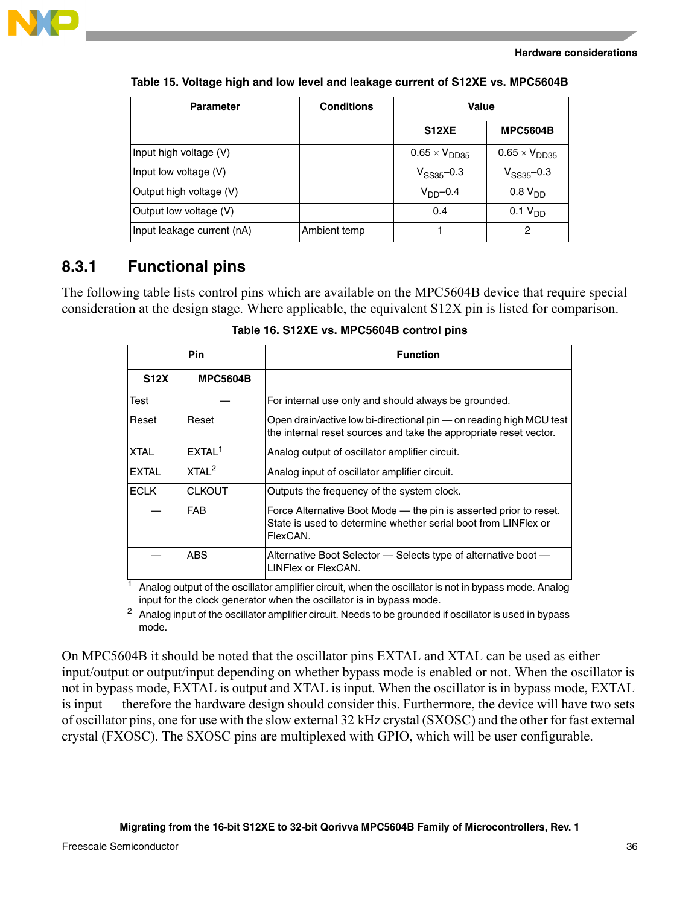**Table 15. Voltage high and low level and leakage current of S12XE vs. MPC5604B**

| Parameter | Conditions | Value | |
|---|---|---|---|
| | | S12XE | MPC5604B |
| Input high voltage (V) | | $0.65 \times V_{DD35}$ | $0.65 \times V_{DD35}$ |
| Input low voltage (V) | | $V_{SS35}$–0.3 | $V_{SS35}$–0.3 |
| Output high voltage (V) | | $V_{DD}$–0.4 | 0.8 $V_{DD}$ |
| Output low voltage (V) | | 0.4 | 0.1 $V_{DD}$ |
| Input leakage current (nA) | Ambient temp | 1 | 2 |

## 8.3.1 Functional pins

The following table lists control pins which are available on the MPC5604B device that require special consideration at the design stage. Where applicable, the equivalent S12X pin is listed for comparison.

**Table 16. S12XE vs. MPC5604B control pins**

| Pin | | Function |
|---|---|---|
| S12X | MPC5604B | |
| Test | — | For internal use only and should always be grounded. |
| Reset | Reset | Open drain/active low bi-directional pin — on reading high MCU test the internal reset sources and take the appropriate reset vector. |
| XTAL | EXTAL[1] | Analog output of oscillator amplifier circuit. |
| EXTAL | XTAL[2] | Analog input of oscillator amplifier circuit. |
| ECLK | CLKOUT | Outputs the frequency of the system clock. |
| — | FAB | Force Alternative Boot Mode — the pin is asserted prior to reset. State is used to determine whether serial boot from LINFlex or FlexCAN. |
| — | ABS | Alternative Boot Selector — Selects type of alternative boot — LINFlex or FlexCAN. |

[1] Analog output of the oscillator amplifier circuit, when the oscillator is not in bypass mode. Analog input for the clock generator when the oscillator is in bypass mode.

[2] Analog input of the oscillator amplifier circuit. Needs to be grounded if oscillator is used in bypass mode.

On MPC5604B it should be noted that the oscillator pins EXTAL and XTAL can be used as either input/output or output/input depending on whether bypass mode is enabled or not. When the oscillator is not in bypass mode, EXTAL is output and XTAL is input. When the oscillator is in bypass mode, EXTAL is input — therefore the hardware design should consider this. Furthermore, the device will have two sets of oscillator pins, one for use with the slow external 32 kHz crystal (SXOSC) and the other for fast external crystal (FXOSC). The SXOSC pins are multiplexed with GPIO, which will be user configurable.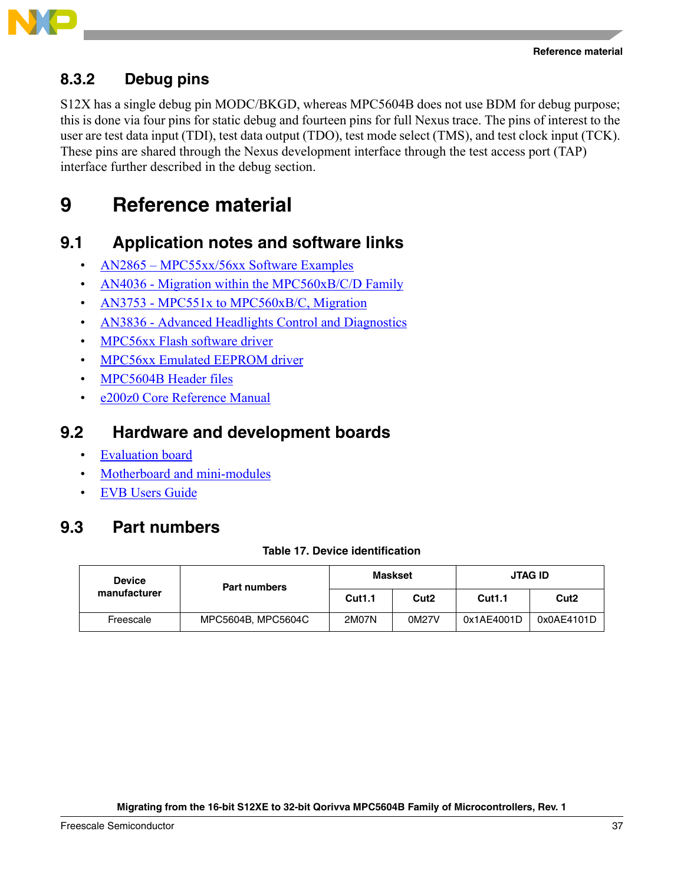### 8.3.2 Debug pins

S12X has a single debug pin MODC/BKGD, whereas MPC5604B does not use BDM for debug purpose; this is done via four pins for static debug and fourteen pins for full Nexus trace. The pins of interest to the user are test data input (TDI), test data output (TDO), test mode select (TMS), and test clock input (TCK). These pins are shared through the Nexus development interface through the test access port (TAP) interface further described in the debug section.

# 9 Reference material

## 9.1 Application notes and software links

- AN2865 – MPC55xx/56xx Software Examples
- AN4036 - Migration within the MPC560xB/C/D Family
- AN3753 - MPC551x to MPC560xB/C, Migration
- AN3836 - Advanced Headlights Control and Diagnostics
- MPC56xx Flash software driver
- MPC56xx Emulated EEPROM driver
- MPC5604B Header files
- e200z0 Core Reference Manual

## 9.2 Hardware and development boards

- Evaluation board
- Motherboard and mini-modules
- EVB Users Guide

## 9.3 Part numbers

**Table 17. Device identification**

| Device manufacturer | Part numbers | Maskset | | JTAG ID | |
|---|---|---|---|---|---|
| | | Cut1.1 | Cut2 | Cut1.1 | Cut2 |
| Freescale | MPC5604B, MPC5604C | 2M07N | 0M27V | 0x1AE4001D | 0x0AE4101D |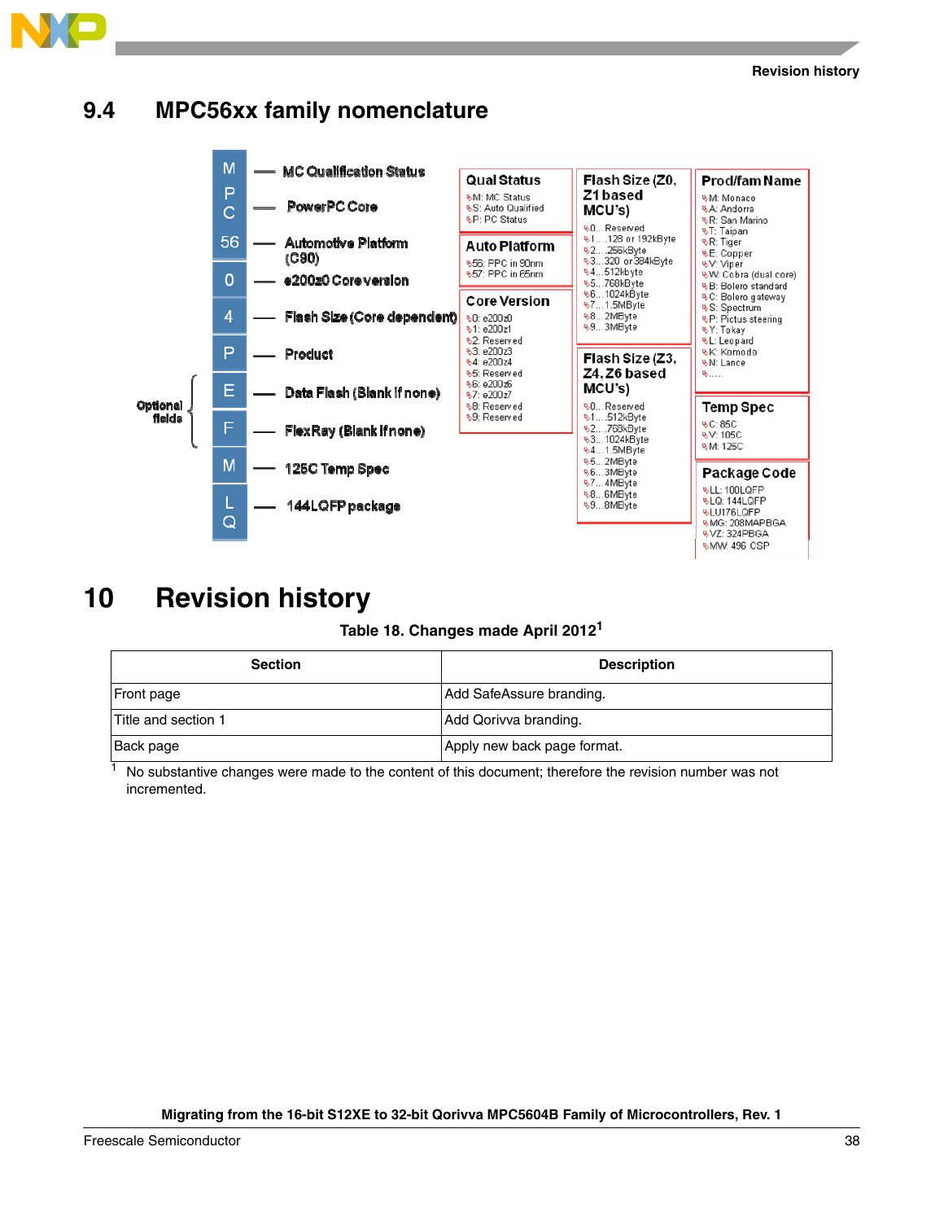## 9.4 MPC56xx family nomenclature

| Code | Field |
|---|---|
| M | MC Qualification Status |
| PC | PowerPC Core |
| 56 | Automotive Platform (C90) |
| 0 | e200z0 Core version |
| 4 | Flash Size (Core dependent) |
| P | Product |
| E | Data Flash (Blank if none) |
| F | FlexRay (Blank if none) |
| M | 125C Temp Spec |
| LQ | 144LQFP package |

Optional fields: E (Data Flash), F (FlexRay)

**Qual Status**
- M: MC Status
- S: Auto Qualified
- P: PC Status

**Auto Platform**
- 56: PPC in 90nm
- 57: PPC in 65nm

**Core Version**
- 0: e200z0
- 1: e200z1
- 2: Reserved
- 3: e200z3
- 4: e200z4
- 5: Reserved
- 6: e200z6
- 7: e200z7
- 8: Reserved
- 9: Reserved

**Flash Size (Z0, Z1 based MCU's)**
- 0…Reserved
- 1….128 or 192kByte
- 2….256kByte
- 3…320 or 384kByte
- 4…512kbyte
- 5…768kByte
- 6…1024kByte
- 7…1.5MByte
- 8…2MByte
- 9…3MByte

**Flash Size (Z3, Z4, Z6 based MCU's)**
- 0…Reserved
- 1….512kByte
- 2….768kByte
- 3…1024kByte
- 4…1.5MByte
- 5…2MByte
- 6…3MByte
- 7…4MByte
- 8…6MByte
- 9…8MByte

**Prod/fam Name**
- M: Monaco
- A: Andorra
- R: San Marino
- T: Taipan
- R: Tiger
- E: Copper
- V: Viper
- W: Cobra (dual core)
- B: Bolero standard
- C: Bolero gateway
- S: Spectrum
- P: Pictus steering
- Y: Tokay
- L: Leopard
- K: Komodo
- N: Lance
- …..

**Temp Spec**
- C: 85C
- V: 105C
- M: 125C

**Package Code**
- LL: 100LQFP
- LQ: 144LQFP
- LU176LQFP
- MG: 208MAPBGA
- VZ: 324PBGA
- MW: 496 CSP

# 10 Revision history

**Table 18. Changes made April 2012**[1]

| Section | Description |
|---|---|
| Front page | Add SafeAssure branding. |
| Title and section 1 | Add Qorivva branding. |
| Back page | Apply new back page format. |

[1] No substantive changes were made to the content of this document; therefore the revision number was not incremented.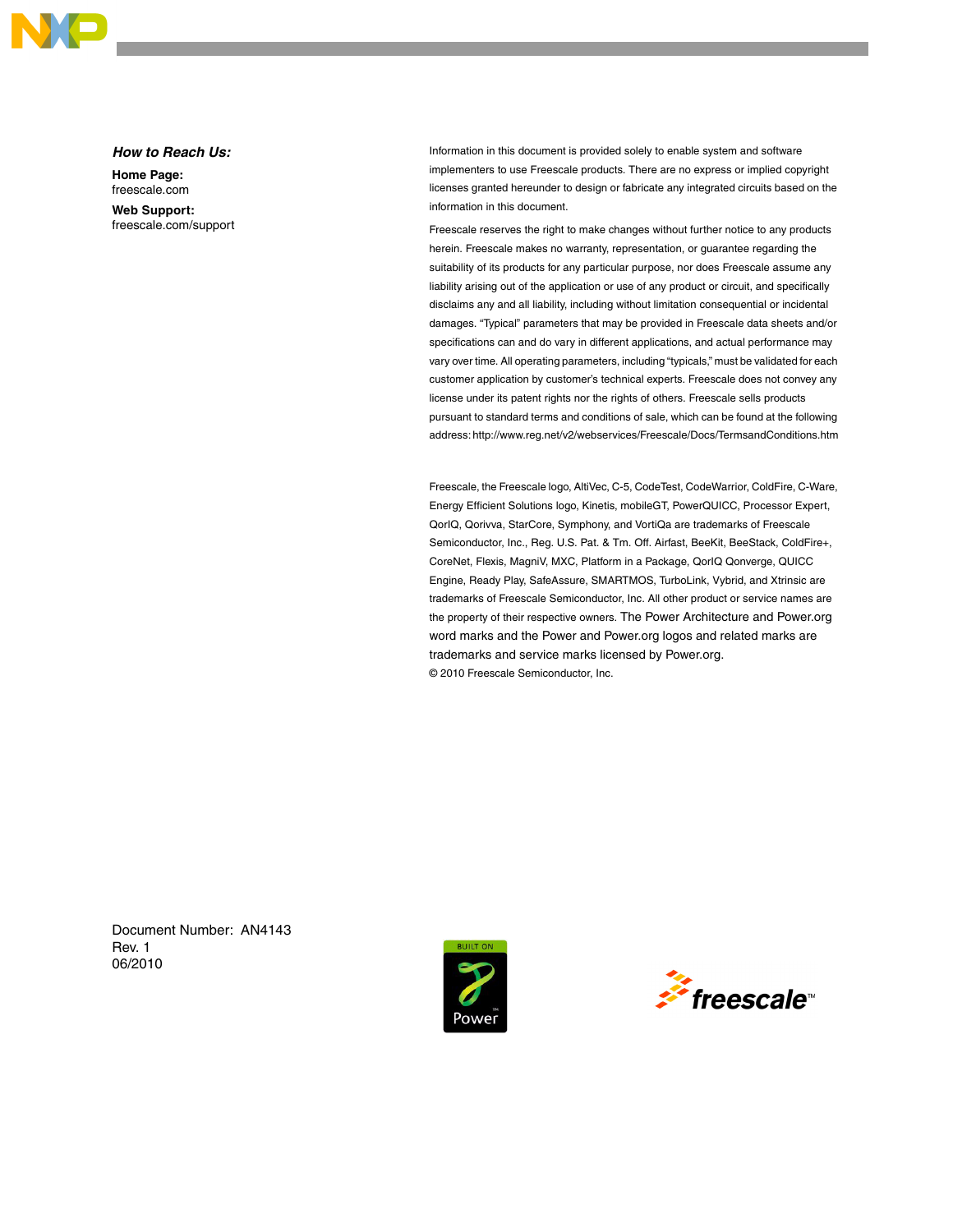***How to Reach Us:***

**Home Page:**
freescale.com

**Web Support:**
freescale.com/support

Information in this document is provided solely to enable system and software implementers to use Freescale products. There are no express or implied copyright licenses granted hereunder to design or fabricate any integrated circuits based on the information in this document.

Freescale reserves the right to make changes without further notice to any products herein. Freescale makes no warranty, representation, or guarantee regarding the suitability of its products for any particular purpose, nor does Freescale assume any liability arising out of the application or use of any product or circuit, and specifically disclaims any and all liability, including without limitation consequential or incidental damages. “Typical” parameters that may be provided in Freescale data sheets and/or specifications can and do vary in different applications, and actual performance may vary over time. All operating parameters, including “typicals,” must be validated for each customer application by customer’s technical experts. Freescale does not convey any license under its patent rights nor the rights of others. Freescale sells products pursuant to standard terms and conditions of sale, which can be found at the following address: http://www.reg.net/v2/webservices/Freescale/Docs/TermsandConditions.htm

Freescale, the Freescale logo, AltiVec, C-5, CodeTest, CodeWarrior, ColdFire, C-Ware, Energy Efficient Solutions logo, Kinetis, mobileGT, PowerQUICC, Processor Expert, QorIQ, Qorivva, StarCore, Symphony, and VortiQa are trademarks of Freescale Semiconductor, Inc., Reg. U.S. Pat. & Tm. Off. Airfast, BeeKit, BeeStack, ColdFire+, CoreNet, Flexis, MagniV, MXC, Platform in a Package, QorIQ Qonverge, QUICC Engine, Ready Play, SafeAssure, SMARTMOS, TurboLink, Vybrid, and Xtrinsic are trademarks of Freescale Semiconductor, Inc. All other product or service names are the property of their respective owners. The Power Architecture and Power.org word marks and the Power and Power.org logos and related marks are trademarks and service marks licensed by Power.org.
© 2010 Freescale Semiconductor, Inc.

Document Number: AN4143
Rev. 1
06/2010